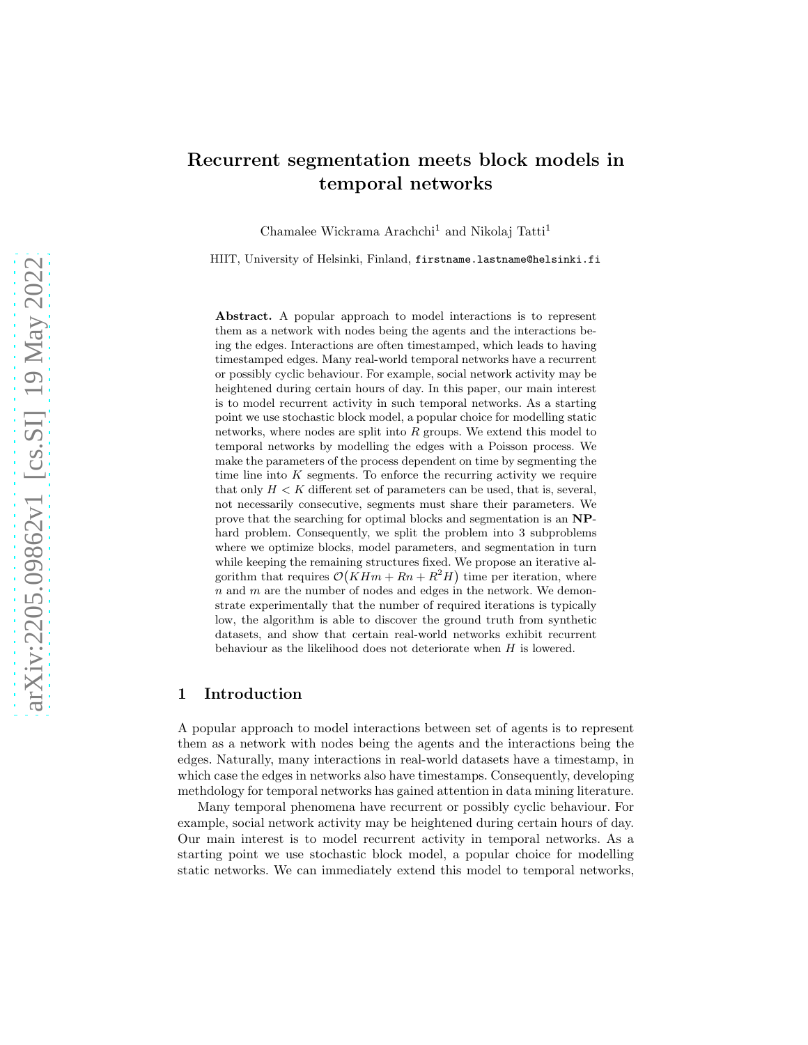# Recurrent segmentation meets block models in temporal networks

Chamalee Wickrama Arachchi[1] and Nikolaj Tatti[1]

HIIT, University of Helsinki, Finland, firstname.lastname@helsinki.fi

**Abstract.** A popular approach to model interactions is to represent them as a network with nodes being the agents and the interactions being the edges. Interactions are often timestamped, which leads to having timestamped edges. Many real-world temporal networks have a recurrent or possibly cyclic behaviour. For example, social network activity may be heightened during certain hours of day. In this paper, our main interest is to model recurrent activity in such temporal networks. As a starting point we use stochastic block model, a popular choice for modelling static networks, where nodes are split into $R$ groups. We extend this model to temporal networks by modelling the edges with a Poisson process. We make the parameters of the process dependent on time by segmenting the time line into $K$ segments. To enforce the recurring activity we require that only $H < K$ different set of parameters can be used, that is, several, not necessarily consecutive, segments must share their parameters. We prove that the searching for optimal blocks and segmentation is an **NP**-hard problem. Consequently, we split the problem into 3 subproblems where we optimize blocks, model parameters, and segmentation in turn while keeping the remaining structures fixed. We propose an iterative algorithm that requires $\mathcal{O}\big(KHm + Rn + R^2H\big)$ time per iteration, where $n$ and $m$ are the number of nodes and edges in the network. We demonstrate experimentally that the number of required iterations is typically low, the algorithm is able to discover the ground truth from synthetic datasets, and show that certain real-world networks exhibit recurrent behaviour as the likelihood does not deteriorate when $H$ is lowered.

## 1 Introduction

A popular approach to model interactions between set of agents is to represent them as a network with nodes being the agents and the interactions being the edges. Naturally, many interactions in real-world datasets have a timestamp, in which case the edges in networks also have timestamps. Consequently, developing methdology for temporal networks has gained attention in data mining literature.

Many temporal phenomena have recurrent or possibly cyclic behaviour. For example, social network activity may be heightened during certain hours of day. Our main interest is to model recurrent activity in temporal networks. As a starting point we use stochastic block model, a popular choice for modelling static networks. We can immediately extend this model to temporal networks,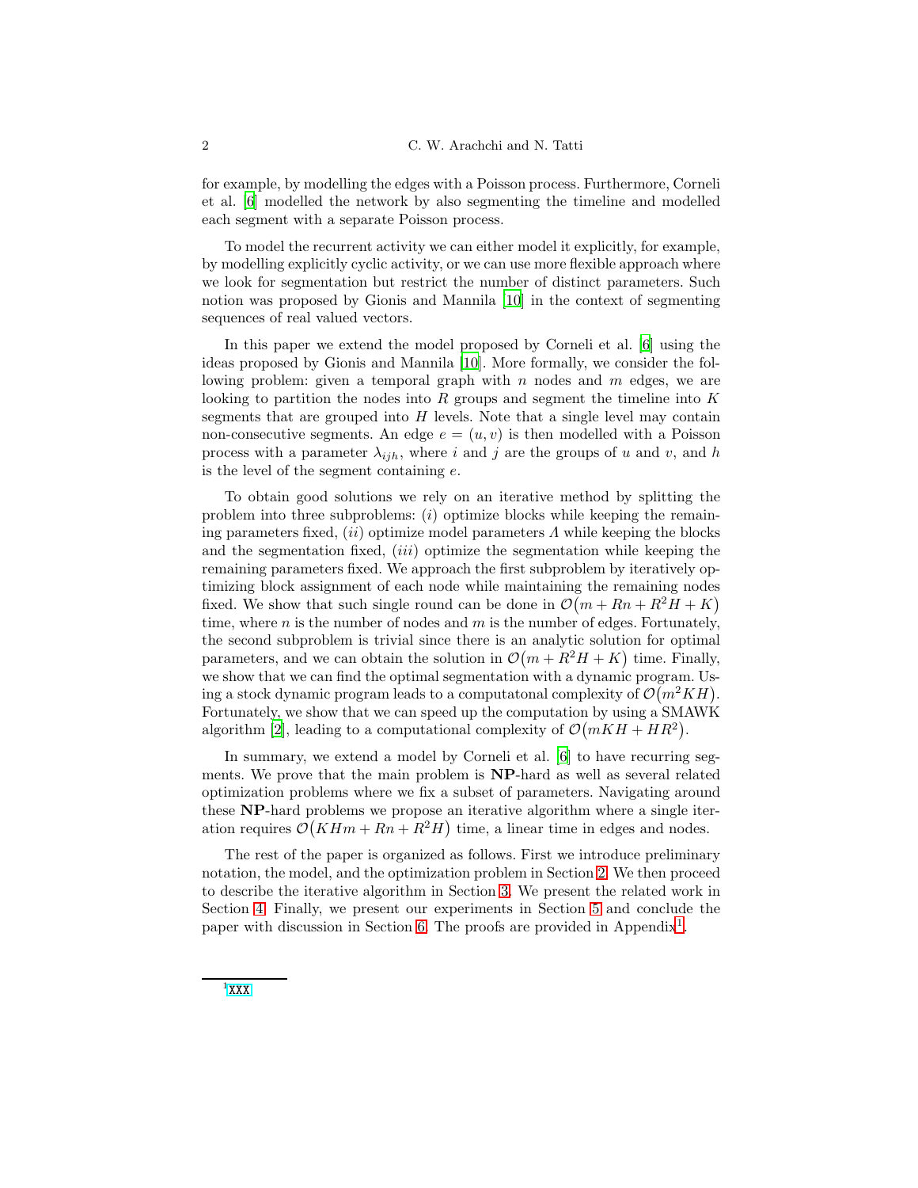for example, by modelling the edges with a Poisson process. Furthermore, Corneli et al. [6] modelled the network by also segmenting the timeline and modelled each segment with a separate Poisson process.

To model the recurrent activity we can either model it explicitly, for example, by modelling explicitly cyclic activity, or we can use more flexible approach where we look for segmentation but restrict the number of distinct parameters. Such notion was proposed by Gionis and Mannila [10] in the context of segmenting sequences of real valued vectors.

In this paper we extend the model proposed by Corneli et al. [6] using the ideas proposed by Gionis and Mannila [10]. More formally, we consider the following problem: given a temporal graph with $n$ nodes and $m$ edges, we are looking to partition the nodes into $R$ groups and segment the timeline into $K$ segments that are grouped into $H$ levels. Note that a single level may contain non-consecutive segments. An edge $e = (u, v)$ is then modelled with a Poisson process with a parameter $\lambda_{ijh}$, where $i$ and $j$ are the groups of $u$ and $v$, and $h$ is the level of the segment containing $e$.

To obtain good solutions we rely on an iterative method by splitting the problem into three subproblems: $(i)$ optimize blocks while keeping the remaining parameters fixed, $(ii)$ optimize model parameters $\Lambda$ while keeping the blocks and the segmentation fixed, $(iii)$ optimize the segmentation while keeping the remaining parameters fixed. We approach the first subproblem by iteratively optimizing block assignment of each node while maintaining the remaining nodes fixed. We show that such single round can be done in $\mathcal{O}\big(m + Rn + R^2H + K\big)$ time, where $n$ is the number of nodes and $m$ is the number of edges. Fortunately, the second subproblem is trivial since there is an analytic solution for optimal parameters, and we can obtain the solution in $\mathcal{O}\big(m + R^2H + K\big)$ time. Finally, we show that we can find the optimal segmentation with a dynamic program. Using a stock dynamic program leads to a computatonal complexity of $\mathcal{O}\big(m^2KH\big)$. Fortunately, we show that we can speed up the computation by using a SMAWK algorithm [2], leading to a computational complexity of $\mathcal{O}\big(mKH + HR^2\big)$.

In summary, we extend a model by Corneli et al. [6] to have recurring segments. We prove that the main problem is **NP**-hard as well as several related optimization problems where we fix a subset of parameters. Navigating around these **NP**-hard problems we propose an iterative algorithm where a single iteration requires $\mathcal{O}\big(KHm + Rn + R^2H\big)$ time, a linear time in edges and nodes.

The rest of the paper is organized as follows. First we introduce preliminary notation, the model, and the optimization problem in Section 2. We then proceed to describe the iterative algorithm in Section 3. We present the related work in Section 4. Finally, we present our experiments in Section 5 and conclude the paper with discussion in Section 6. The proofs are provided in Appendix[1].

[1] XXX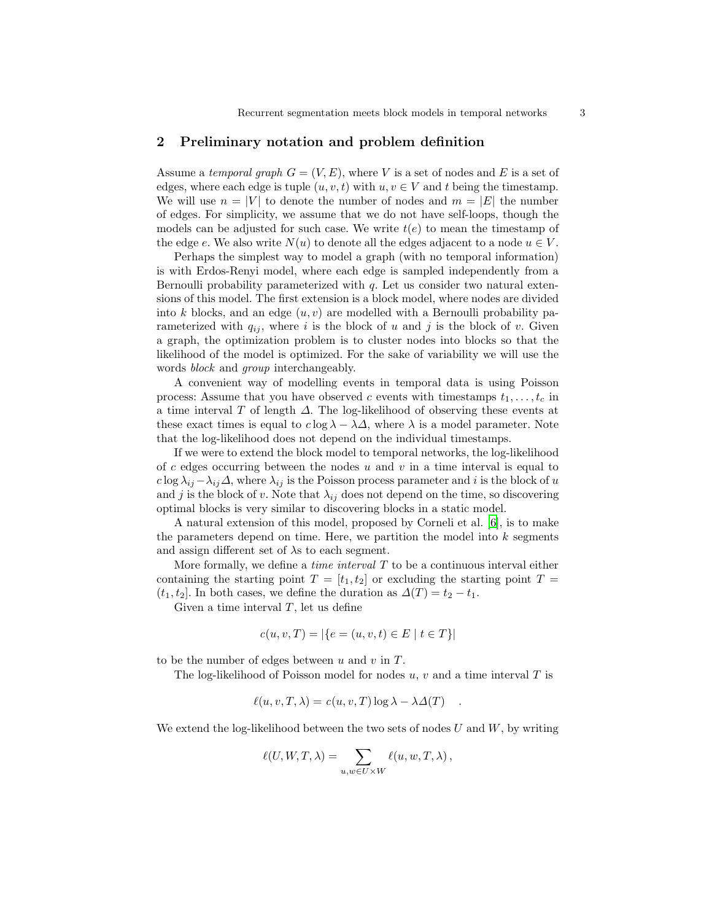## 2 Preliminary notation and problem definition

Assume a *temporal graph* $G = (V, E)$, where $V$ is a set of nodes and $E$ is a set of edges, where each edge is tuple $(u, v, t)$ with $u, v \in V$ and $t$ being the timestamp. We will use $n = |V|$ to denote the number of nodes and $m = |E|$ the number of edges. For simplicity, we assume that we do not have self-loops, though the models can be adjusted for such case. We write $t(e)$ to mean the timestamp of the edge $e$. We also write $N(u)$ to denote all the edges adjacent to a node $u \in V$.

Perhaps the simplest way to model a graph (with no temporal information) is with Erdos-Renyi model, where each edge is sampled independently from a Bernoulli probability parameterized with $q$. Let us consider two natural extensions of this model. The first extension is a block model, where nodes are divided into $k$ blocks, and an edge $(u, v)$ are modelled with a Bernoulli probability parameterized with $q_{ij}$, where $i$ is the block of $u$ and $j$ is the block of $v$. Given a graph, the optimization problem is to cluster nodes into blocks so that the likelihood of the model is optimized. For the sake of variability we will use the words *block* and *group* interchangeably.

A convenient way of modelling events in temporal data is using Poisson process: Assume that you have observed $c$ events with timestamps $t_1, \ldots, t_c$ in a time interval $T$ of length $\Delta$. The log-likelihood of observing these events at these exact times is equal to $c \log \lambda - \lambda \Delta$, where $\lambda$ is a model parameter. Note that the log-likelihood does not depend on the individual timestamps.

If we were to extend the block model to temporal networks, the log-likelihood of $c$ edges occurring between the nodes $u$ and $v$ in a time interval is equal to $c \log \lambda_{ij} - \lambda_{ij} \Delta$, where $\lambda_{ij}$ is the Poisson process parameter and $i$ is the block of $u$ and $j$ is the block of $v$. Note that $\lambda_{ij}$ does not depend on the time, so discovering optimal blocks is very similar to discovering blocks in a static model.

A natural extension of this model, proposed by Corneli et al. [6], is to make the parameters depend on time. Here, we partition the model into $k$ segments and assign different set of $\lambda$s to each segment.

More formally, we define a *time interval* $T$ to be a continuous interval either containing the starting point $T = [t_1, t_2]$ or excluding the starting point $T = (t_1, t_2]$. In both cases, we define the duration as $\Delta(T) = t_2 - t_1$.

Given a time interval $T$, let us define

$$c(u, v, T) = |\{e = (u, v, t) \in E \mid t \in T\}|$$

to be the number of edges between $u$ and $v$ in $T$.

The log-likelihood of Poisson model for nodes $u$, $v$ and a time interval $T$ is

$$\ell(u, v, T, \lambda) = c(u, v, T) \log \lambda - \lambda \Delta(T) \quad .$$

We extend the log-likelihood between the two sets of nodes $U$ and $W$, by writing

$$\ell(U, W, T, \lambda) = \sum_{u, w \in U \times W} \ell(u, w, T, \lambda) \, ,$$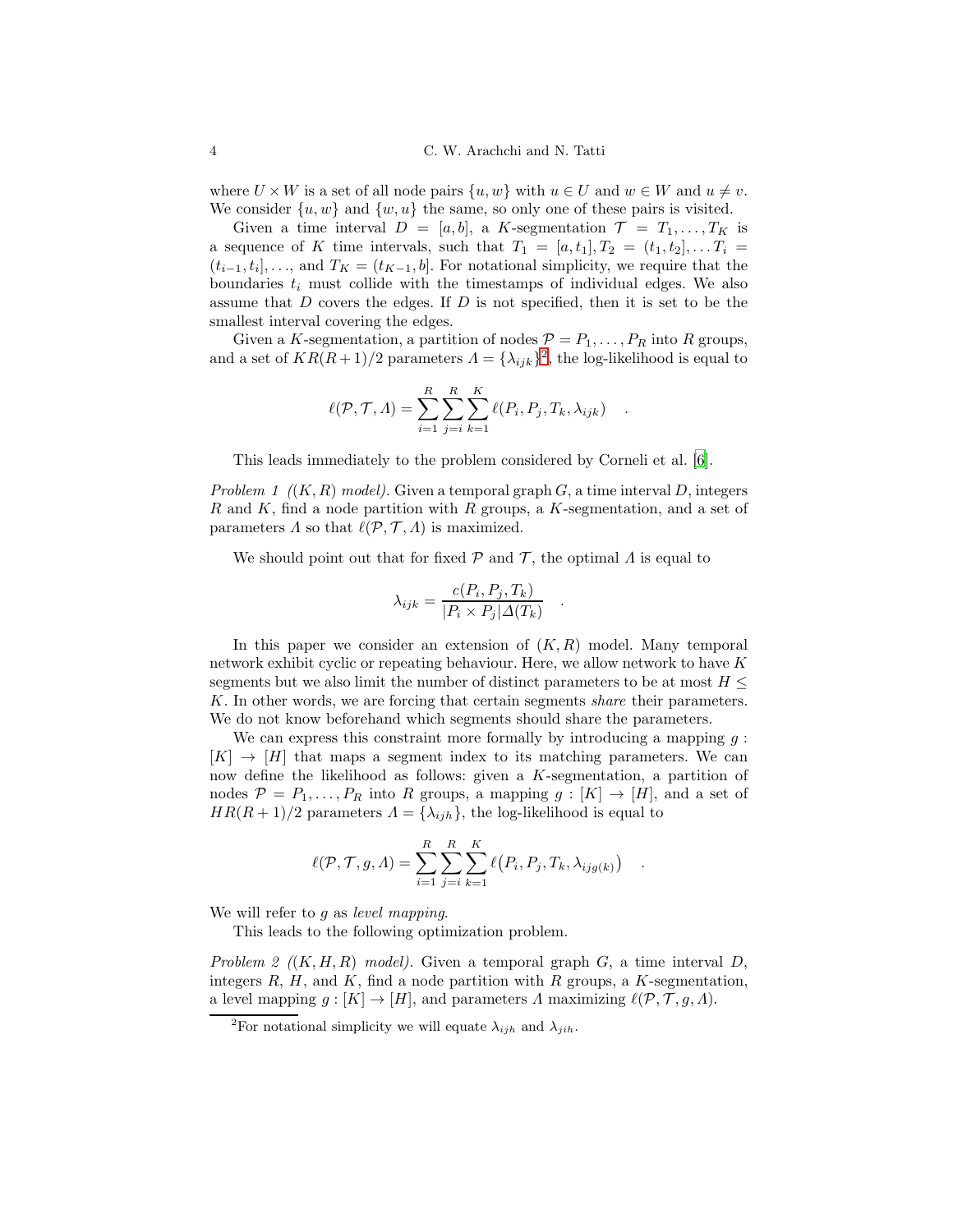where $U \times W$ is a set of all node pairs $\{u, w\}$ with $u \in U$ and $w \in W$ and $u \neq v$. We consider $\{u, w\}$ and $\{w, u\}$ the same, so only one of these pairs is visited.

Given a time interval $D = [a, b]$, a $K$-segmentation $\mathcal{T} = T_1, \ldots, T_K$ is a sequence of $K$ time intervals, such that $T_1 = [a, t_1], T_2 = (t_1, t_2], \ldots T_i = (t_{i-1}, t_i], \ldots$, and $T_K = (t_{K-1}, b]$. For notational simplicity, we require that the boundaries $t_i$ must collide with the timestamps of individual edges. We also assume that $D$ covers the edges. If $D$ is not specified, then it is set to be the smallest interval covering the edges.

Given a $K$-segmentation, a partition of nodes $\mathcal{P} = P_1, \ldots, P_R$ into $R$ groups, and a set of $KR(R+1)/2$ parameters $\Lambda = \{\lambda_{ijk}\}$[2], the log-likelihood is equal to

$$\ell(\mathcal{P}, \mathcal{T}, \Lambda) = \sum_{i=1}^{R} \sum_{j=i}^{R} \sum_{k=1}^{K} \ell(P_i, P_j, T_k, \lambda_{ijk}) \quad .$$

This leads immediately to the problem considered by Corneli et al. [6].

*Problem 1 ((K, R) model).* Given a temporal graph $G$, a time interval $D$, integers $R$ and $K$, find a node partition with $R$ groups, a $K$-segmentation, and a set of parameters $\Lambda$ so that $\ell(\mathcal{P}, \mathcal{T}, \Lambda)$ is maximized.

We should point out that for fixed $\mathcal{P}$ and $\mathcal{T}$, the optimal $\Lambda$ is equal to

$$\lambda_{ijk} = \frac{c(P_i, P_j, T_k)}{|P_i \times P_j| \Delta(T_k)} \quad .$$

In this paper we consider an extension of $(K, R)$ model. Many temporal network exhibit cyclic or repeating behaviour. Here, we allow network to have $K$ segments but we also limit the number of distinct parameters to be at most $H \leq K$. In other words, we are forcing that certain segments *share* their parameters. We do not know beforehand which segments should share the parameters.

We can express this constraint more formally by introducing a mapping $g : [K] \to [H]$ that maps a segment index to its matching parameters. We can now define the likelihood as follows: given a $K$-segmentation, a partition of nodes $\mathcal{P} = P_1, \ldots, P_R$ into $R$ groups, a mapping $g : [K] \to [H]$, and a set of $HR(R+1)/2$ parameters $\Lambda = \{\lambda_{ijh}\}$, the log-likelihood is equal to

$$\ell(\mathcal{P}, \mathcal{T}, g, \Lambda) = \sum_{i=1}^{R} \sum_{j=i}^{R} \sum_{k=1}^{K} \ell\big(P_i, P_j, T_k, \lambda_{ijg(k)}\big) \quad .$$

We will refer to $g$ as *level mapping*.

This leads to the following optimization problem.

*Problem 2 ((K, H, R) model).* Given a temporal graph $G$, a time interval $D$, integers $R$, $H$, and $K$, find a node partition with $R$ groups, a $K$-segmentation, a level mapping $g : [K] \to [H]$, and parameters $\Lambda$ maximizing $\ell(\mathcal{P}, \mathcal{T}, g, \Lambda)$.

---

[2] For notational simplicity we will equate $\lambda_{ijh}$ and $\lambda_{jih}$.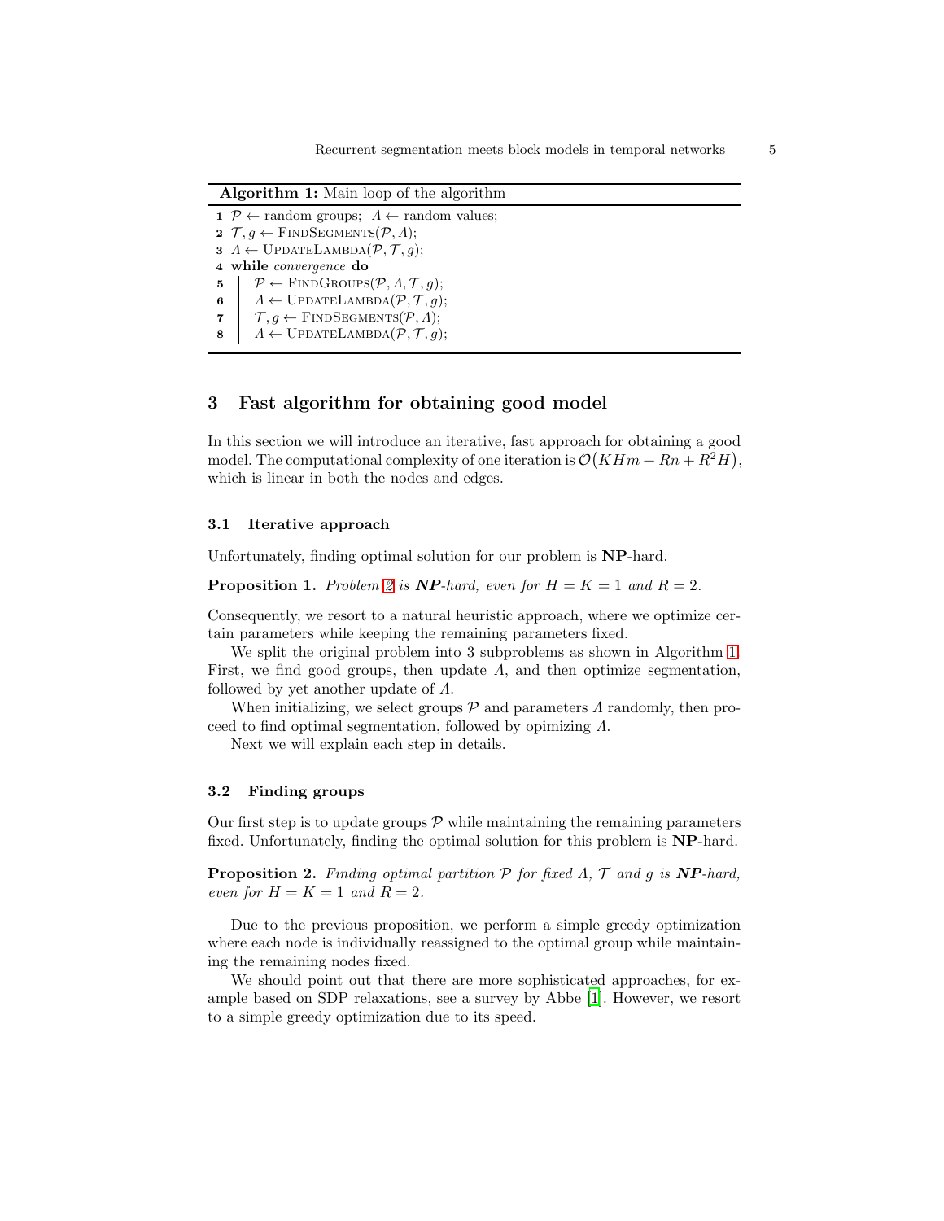**Algorithm 1:** Main loop of the algorithm

```
1 P ← random groups;  Λ ← random values;
2 T, g ← FindSegments(P, Λ);
3 Λ ← UpdateLambda(P, T, g);
4 while convergence do
5     P ← FindGroups(P, Λ, T, g);
6     Λ ← UpdateLambda(P, T, g);
7     T, g ← FindSegments(P, Λ);
8     Λ ← UpdateLambda(P, T, g);
```

## 3 Fast algorithm for obtaining good model

In this section we will introduce an iterative, fast approach for obtaining a good model. The computational complexity of one iteration is $\mathcal{O}\big(KHm + Rn + R^2H\big)$, which is linear in both the nodes and edges.

### 3.1 Iterative approach

Unfortunately, finding optimal solution for our problem is **NP**-hard.

**Proposition 1.** *Problem 2 is* ***NP****-hard, even for $H = K = 1$ and $R = 2$.*

Consequently, we resort to a natural heuristic approach, where we optimize certain parameters while keeping the remaining parameters fixed.

We split the original problem into 3 subproblems as shown in Algorithm 1. First, we find good groups, then update $\Lambda$, and then optimize segmentation, followed by yet another update of $\Lambda$.

When initializing, we select groups $\mathcal{P}$ and parameters $\Lambda$ randomly, then proceed to find optimal segmentation, followed by opimizing $\Lambda$.

Next we will explain each step in details.

### 3.2 Finding groups

Our first step is to update groups $\mathcal{P}$ while maintaining the remaining parameters fixed. Unfortunately, finding the optimal solution for this problem is **NP**-hard.

**Proposition 2.** *Finding optimal partition $\mathcal{P}$ for fixed $\Lambda$, $\mathcal{T}$ and $g$ is* ***NP****-hard, even for $H = K = 1$ and $R = 2$.*

Due to the previous proposition, we perform a simple greedy optimization where each node is individually reassigned to the optimal group while maintaining the remaining nodes fixed.

We should point out that there are more sophisticated approaches, for example based on SDP relaxations, see a survey by Abbe [1]. However, we resort to a simple greedy optimization due to its speed.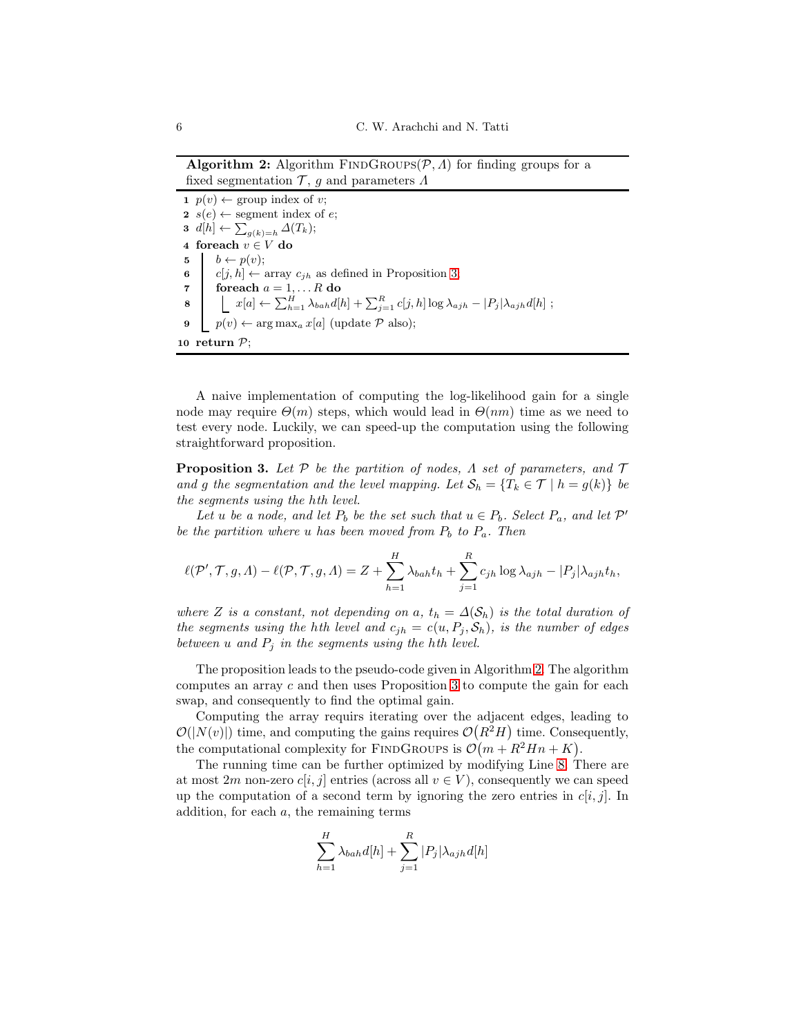**Algorithm 2:** Algorithm FindGroups($\mathcal{P}, \Lambda$) for finding groups for a fixed segmentation $\mathcal{T}$, $g$ and parameters $\Lambda$

```
1  p(v) ← group index of v;
2  s(e) ← segment index of e;
3  d[h] ← Σ_{g(k)=h} Δ(T_k);
4  foreach v ∈ V do
5      b ← p(v);
6      c[j, h] ← array c_{jh} as defined in Proposition 3;
7      foreach a = 1, ... R do
8          x[a] ← Σ_{h=1}^{H} λ_{bah} d[h] + Σ_{j=1}^{R} c[j, h] log λ_{ajh} − |P_j| λ_{ajh} d[h] ;
9      p(v) ← arg max_a x[a] (update P also);
10 return P;
```

A naive implementation of computing the log-likelihood gain for a single node may require $\Theta(m)$ steps, which would lead in $\Theta(nm)$ time as we need to test every node. Luckily, we can speed-up the computation using the following straightforward proposition.

**Proposition 3.** *Let $\mathcal{P}$ be the partition of nodes, $\Lambda$ set of parameters, and $\mathcal{T}$ and $g$ the segmentation and the level mapping. Let $\mathcal{S}_h = \{T_k \in \mathcal{T} \mid h = g(k)\}$ be the segments using the hth level.*

*Let $u$ be a node, and let $P_b$ be the set such that $u \in P_b$. Select $P_a$, and let $\mathcal{P}'$ be the partition where $u$ has been moved from $P_b$ to $P_a$. Then*

$$\ell(\mathcal{P}', \mathcal{T}, g, \Lambda) - \ell(\mathcal{P}, \mathcal{T}, g, \Lambda) = Z + \sum_{h=1}^{H} \lambda_{bah} t_h + \sum_{j=1}^{R} c_{jh} \log \lambda_{ajh} - |P_j| \lambda_{ajh} t_h,$$

*where $Z$ is a constant, not depending on $a$, $t_h = \Delta(\mathcal{S}_h)$ is the total duration of the segments using the hth level and $c_{jh} = c(u, P_j, \mathcal{S}_h)$, is the number of edges between $u$ and $P_j$ in the segments using the hth level.*

The proposition leads to the pseudo-code given in Algorithm 2. The algorithm computes an array $c$ and then uses Proposition 3 to compute the gain for each swap, and consequently to find the optimal gain.

Computing the array requires iterating over the adjacent edges, leading to $\mathcal{O}(|N(v)|)$ time, and computing the gains requires $\mathcal{O}(R^2H)$ time. Consequently, the computational complexity for FindGroups is $\mathcal{O}(m + R^2Hn + K)$.

The running time can be further optimized by modifying Line 8. There are at most $2m$ non-zero $c[i, j]$ entries (across all $v \in V$), consequently we can speed up the computation of a second term by ignoring the zero entries in $c[i, j]$. In addition, for each $a$, the remaining terms

$$\sum_{h=1}^{H} \lambda_{bah} d[h] + \sum_{j=1}^{R} |P_j| \lambda_{ajh} d[h]$$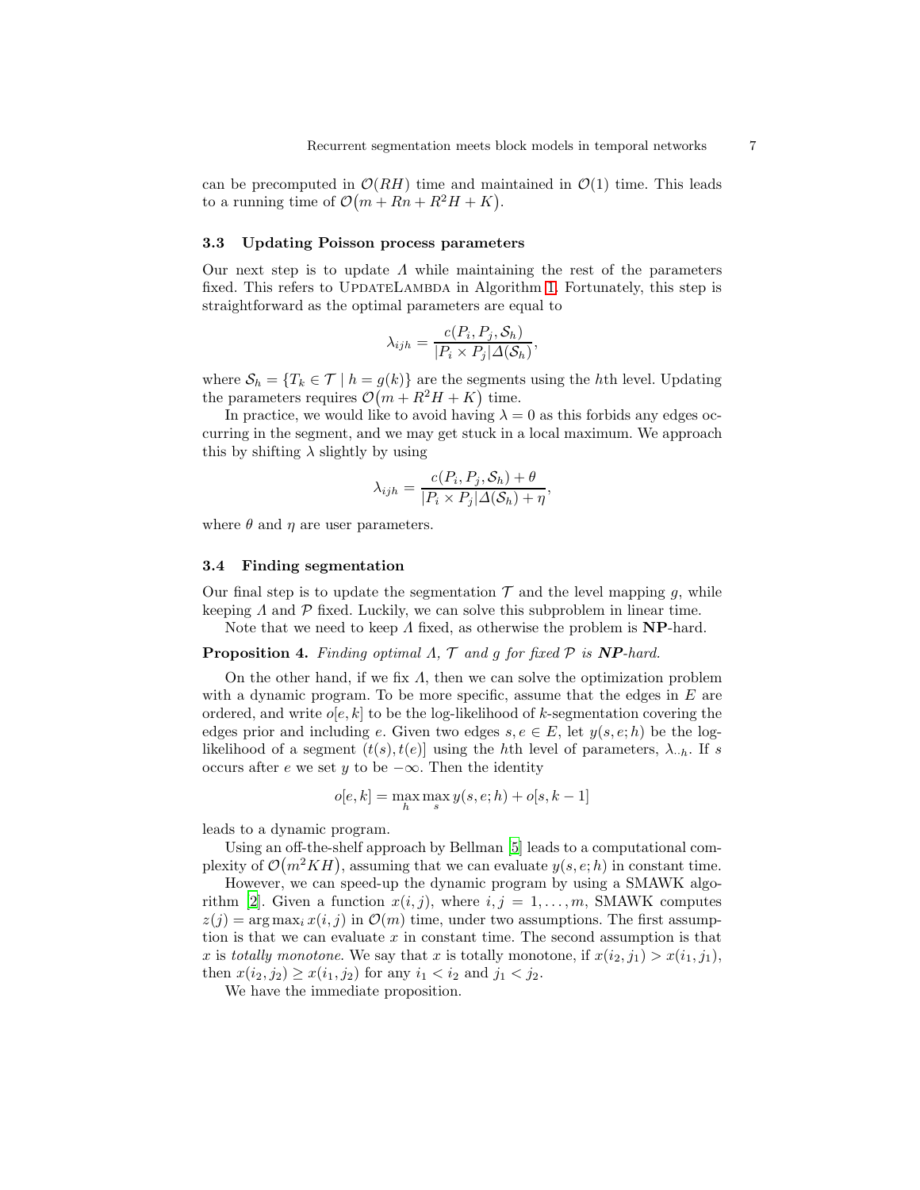can be precomputed in $\mathcal{O}(RH)$ time and maintained in $\mathcal{O}(1)$ time. This leads to a running time of $\mathcal{O}(m + Rn + R^2H + K)$.

### 3.3 Updating Poisson process parameters

Our next step is to update $\Lambda$ while maintaining the rest of the parameters fixed. This refers to UpdateLambda in Algorithm 1. Fortunately, this step is straightforward as the optimal parameters are equal to

$$\lambda_{ijh} = \frac{c(P_i, P_j, \mathcal{S}_h)}{|P_i \times P_j| \Delta(\mathcal{S}_h)},$$

where $\mathcal{S}_h = \{T_k \in \mathcal{T} \mid h = g(k)\}$ are the segments using the $h$th level. Updating the parameters requires $\mathcal{O}(m + R^2H + K)$ time.

In practice, we would like to avoid having $\lambda = 0$ as this forbids any edges occurring in the segment, and we may get stuck in a local maximum. We approach this by shifting $\lambda$ slightly by using

$$\lambda_{ijh} = \frac{c(P_i, P_j, \mathcal{S}_h) + \theta}{|P_i \times P_j| \Delta(\mathcal{S}_h) + \eta},$$

where $\theta$ and $\eta$ are user parameters.

### 3.4 Finding segmentation

Our final step is to update the segmentation $\mathcal{T}$ and the level mapping $g$, while keeping $\Lambda$ and $\mathcal{P}$ fixed. Luckily, we can solve this subproblem in linear time.

Note that we need to keep $\Lambda$ fixed, as otherwise the problem is **NP**-hard.

**Proposition 4.** *Finding optimal $\Lambda$, $\mathcal{T}$ and $g$ for fixed $\mathcal{P}$ is **NP**-hard.*

On the other hand, if we fix $\Lambda$, then we can solve the optimization problem with a dynamic program. To be more specific, assume that the edges in $E$ are ordered, and write $o[e, k]$ to be the log-likelihood of $k$-segmentation covering the edges prior and including $e$. Given two edges $s, e \in E$, let $y(s, e; h)$ be the log-likelihood of a segment $(t(s), t(e)]$ using the $h$th level of parameters, $\lambda_{\cdot\cdot h}$. If $s$ occurs after $e$ we set $y$ to be $-\infty$. Then the identity

$$o[e, k] = \max_h \max_s y(s, e; h) + o[s, k-1]$$

leads to a dynamic program.

Using an off-the-shelf approach by Bellman [5] leads to a computational complexity of $\mathcal{O}(m^2KH)$, assuming that we can evaluate $y(s, e; h)$ in constant time.

However, we can speed-up the dynamic program by using a SMAWK algorithm [2]. Given a function $x(i, j)$, where $i, j = 1, \ldots, m$, SMAWK computes $z(j) = \arg\max_i x(i, j)$ in $\mathcal{O}(m)$ time, under two assumptions. The first assumption is that we can evaluate $x$ in constant time. The second assumption is that $x$ is *totally monotone*. We say that $x$ is totally monotone, if $x(i_2, j_1) > x(i_1, j_1)$, then $x(i_2, j_2) \geq x(i_1, j_2)$ for any $i_1 < i_2$ and $j_1 < j_2$.

We have the immediate proposition.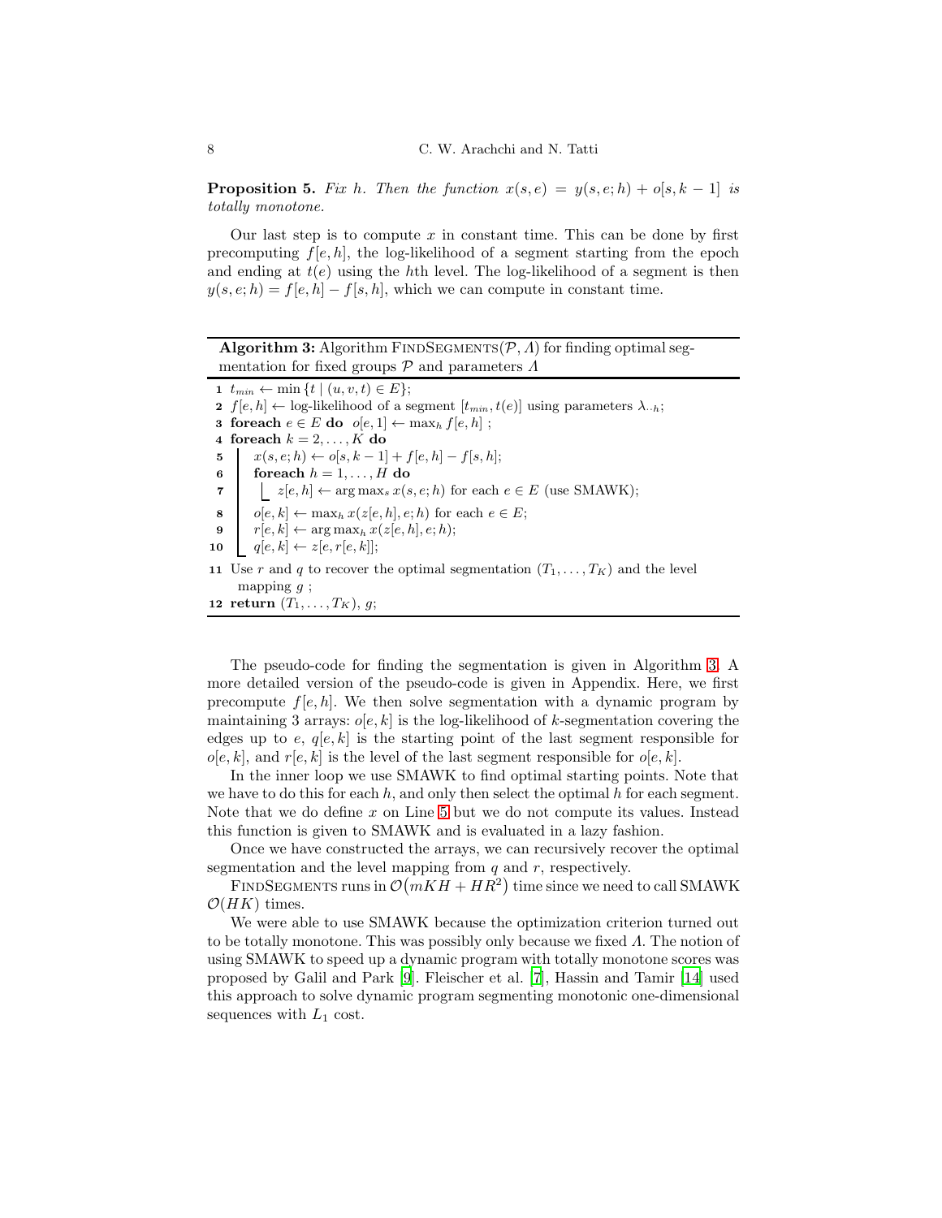**Proposition 5.** *Fix $h$. Then the function $x(s, e) = y(s, e; h) + o[s, k - 1]$ is totally monotone.*

Our last step is to compute $x$ in constant time. This can be done by first precomputing $f[e, h]$, the log-likelihood of a segment starting from the epoch and ending at $t(e)$ using the $h$th level. The log-likelihood of a segment is then $y(s, e; h) = f[e, h] - f[s, h]$, which we can compute in constant time.

**Algorithm 3:** Algorithm FindSegments($\mathcal{P}, \Lambda$) for finding optimal segmentation for fixed groups $\mathcal{P}$ and parameters $\Lambda$

```
1  t_min ← min {t | (u, v, t) ∈ E};
2  f[e, h] ← log-likelihood of a segment [t_min, t(e)] using parameters λ_{··h};
3  foreach e ∈ E do  o[e, 1] ← max_h f[e, h] ;
4  foreach k = 2, ..., K do
5      x(s, e; h) ← o[s, k − 1] + f[e, h] − f[s, h];
6      foreach h = 1, ..., H do
7          z[e, h] ← arg max_s x(s, e; h) for each e ∈ E (use SMAWK);
8      o[e, k] ← max_h x(z[e, h], e; h) for each e ∈ E;
9      r[e, k] ← arg max_h x(z[e, h], e; h);
10     q[e, k] ← z[e, r[e, k]];
11 Use r and q to recover the optimal segmentation (T_1, ..., T_K) and the level
   mapping g ;
12 return (T_1, ..., T_K), g;
```

The pseudo-code for finding the segmentation is given in Algorithm 3. A more detailed version of the pseudo-code is given in Appendix. Here, we first precompute $f[e, h]$. We then solve segmentation with a dynamic program by maintaining 3 arrays: $o[e, k]$ is the log-likelihood of $k$-segmentation covering the edges up to $e$, $q[e, k]$ is the starting point of the last segment responsible for $o[e, k]$, and $r[e, k]$ is the level of the last segment responsible for $o[e, k]$.

In the inner loop we use SMAWK to find optimal starting points. Note that we have to do this for each $h$, and only then select the optimal $h$ for each segment. Note that we do define $x$ on Line 5 but we do not compute its values. Instead this function is given to SMAWK and is evaluated in a lazy fashion.

Once we have constructed the arrays, we can recursively recover the optimal segmentation and the level mapping from $q$ and $r$, respectively.

FindSegments runs in $\mathcal{O}(mKH + HR^2)$ time since we need to call SMAWK $\mathcal{O}(HK)$ times.

We were able to use SMAWK because the optimization criterion turned out to be totally monotone. This was possibly only because we fixed $\Lambda$. The notion of using SMAWK to speed up a dynamic program with totally monotone scores was proposed by Galil and Park [9]. Fleischer et al. [7], Hassin and Tamir [14] used this approach to solve dynamic program segmenting monotonic one-dimensional sequences with $L_1$ cost.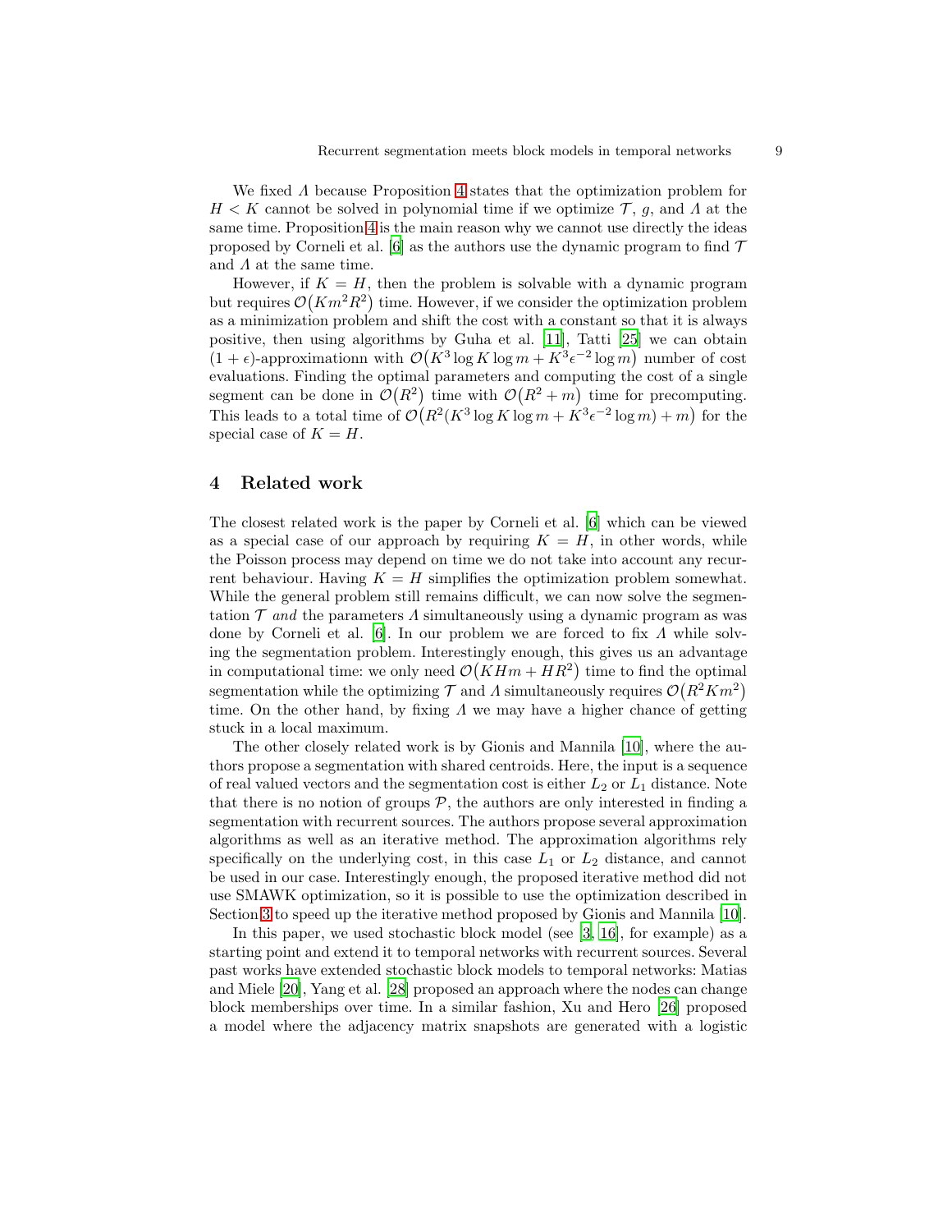We fixed $\Lambda$ because Proposition 4 states that the optimization problem for $H < K$ cannot be solved in polynomial time if we optimize $\mathcal{T}$, $g$, and $\Lambda$ at the same time. Proposition 4 is the main reason why we cannot use directly the ideas proposed by Corneli et al. [6] as the authors use the dynamic program to find $\mathcal{T}$ and $\Lambda$ at the same time.

However, if $K = H$, then the problem is solvable with a dynamic program but requires $\mathcal{O}(Km^2R^2)$ time. However, if we consider the optimization problem as a minimization problem and shift the cost with a constant so that it is always positive, then using algorithms by Guha et al. [11], Tatti [25] we can obtain $(1+\epsilon)$-approximationn with $\mathcal{O}(K^3 \log K \log m + K^3 \epsilon^{-2} \log m)$ number of cost evaluations. Finding the optimal parameters and computing the cost of a single segment can be done in $\mathcal{O}(R^2)$ time with $\mathcal{O}(R^2 + m)$ time for precomputing. This leads to a total time of $\mathcal{O}(R^2(K^3 \log K \log m + K^3 \epsilon^{-2} \log m) + m)$ for the special case of $K = H$.

## 4 Related work

The closest related work is the paper by Corneli et al. [6] which can be viewed as a special case of our approach by requiring $K = H$, in other words, while the Poisson process may depend on time we do not take into account any recurrent behaviour. Having $K = H$ simplifies the optimization problem somewhat. While the general problem still remains difficult, we can now solve the segmentation $\mathcal{T}$ *and* the parameters $\Lambda$ simultaneously using a dynamic program as was done by Corneli et al. [6]. In our problem we are forced to fix $\Lambda$ while solving the segmentation problem. Interestingly enough, this gives us an advantage in computational time: we only need $\mathcal{O}(KHm + HR^2)$ time to find the optimal segmentation while the optimizing $\mathcal{T}$ and $\Lambda$ simultaneously requires $\mathcal{O}(R^2Km^2)$ time. On the other hand, by fixing $\Lambda$ we may have a higher chance of getting stuck in a local maximum.

The other closely related work is by Gionis and Mannila [10], where the authors propose a segmentation with shared centroids. Here, the input is a sequence of real valued vectors and the segmentation cost is either $L_2$ or $L_1$ distance. Note that there is no notion of groups $\mathcal{P}$, the authors are only interested in finding a segmentation with recurrent sources. The authors propose several approximation algorithms as well as an iterative method. The approximation algorithms rely specifically on the underlying cost, in this case $L_1$ or $L_2$ distance, and cannot be used in our case. Interestingly enough, the proposed iterative method did not use SMAWK optimization, so it is possible to use the optimization described in Section 3 to speed up the iterative method proposed by Gionis and Mannila [10].

In this paper, we used stochastic block model (see [3, 16], for example) as a starting point and extend it to temporal networks with recurrent sources. Several past works have extended stochastic block models to temporal networks: Matias and Miele [20], Yang et al. [28] proposed an approach where the nodes can change block memberships over time. In a similar fashion, Xu and Hero [26] proposed a model where the adjacency matrix snapshots are generated with a logistic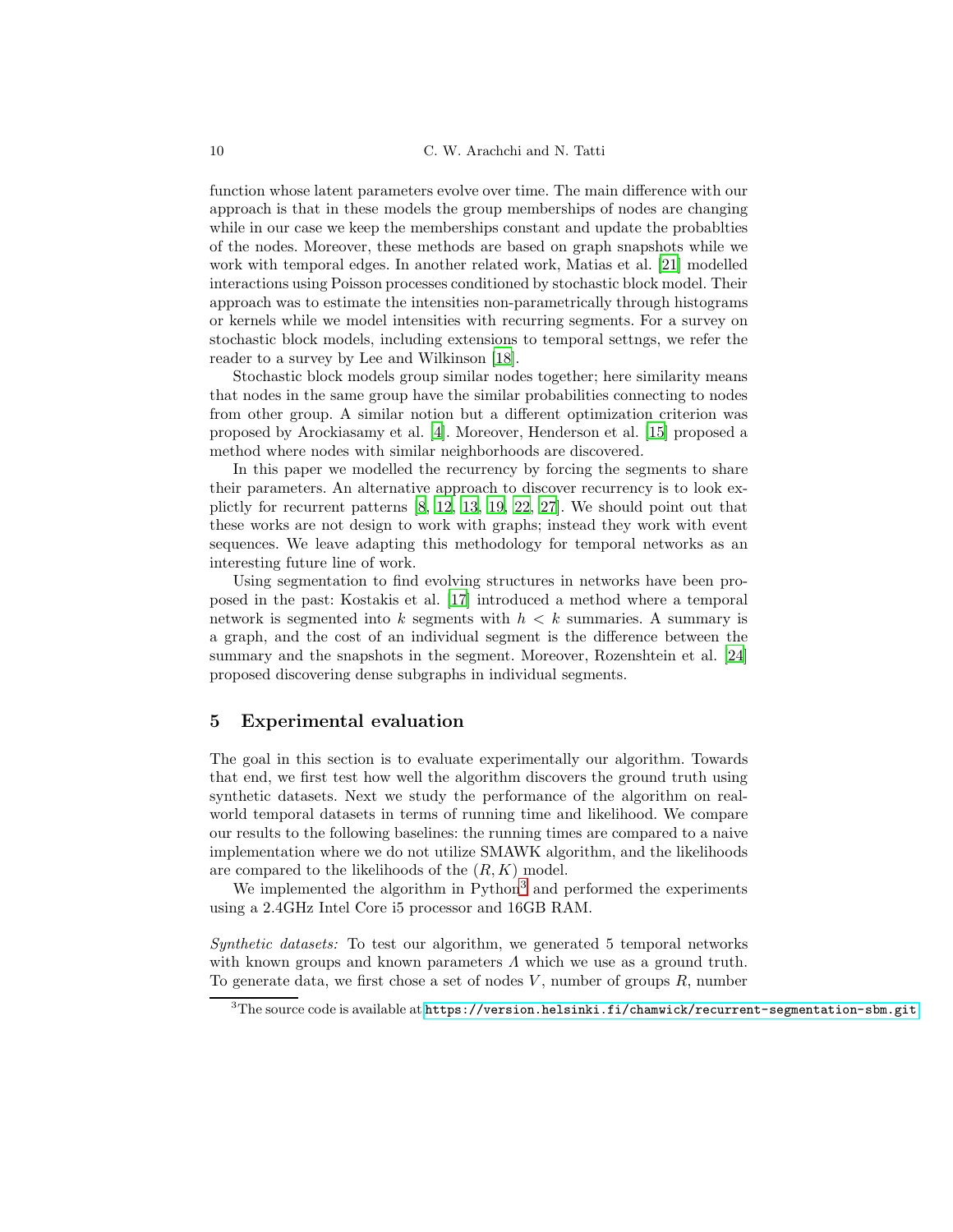function whose latent parameters evolve over time. The main difference with our approach is that in these models the group memberships of nodes are changing while in our case we keep the memberships constant and update the probablties of the nodes. Moreover, these methods are based on graph snapshots while we work with temporal edges. In another related work, Matias et al. [21] modelled interactions using Poisson processes conditioned by stochastic block model. Their approach was to estimate the intensities non-parametrically through histograms or kernels while we model intensities with recurring segments. For a survey on stochastic block models, including extensions to temporal settngs, we refer the reader to a survey by Lee and Wilkinson [18].

Stochastic block models group similar nodes together; here similarity means that nodes in the same group have the similar probabilities connecting to nodes from other group. A similar notion but a different optimization criterion was proposed by Arockiasamy et al. [4]. Moreover, Henderson et al. [15] proposed a method where nodes with similar neighborhoods are discovered.

In this paper we modelled the recurrency by forcing the segments to share their parameters. An alternative approach to discover recurrency is to look explictly for recurrent patterns [8, 12, 13, 19, 22, 27]. We should point out that these works are not design to work with graphs; instead they work with event sequences. We leave adapting this methodology for temporal networks as an interesting future line of work.

Using segmentation to find evolving structures in networks have been proposed in the past: Kostakis et al. [17] introduced a method where a temporal network is segmented into $k$ segments with $h < k$ summaries. A summary is a graph, and the cost of an individual segment is the difference between the summary and the snapshots in the segment. Moreover, Rozenshtein et al. [24] proposed discovering dense subgraphs in individual segments.

## 5 Experimental evaluation

The goal in this section is to evaluate experimentally our algorithm. Towards that end, we first test how well the algorithm discovers the ground truth using synthetic datasets. Next we study the performance of the algorithm on real-world temporal datasets in terms of running time and likelihood. We compare our results to the following baselines: the running times are compared to a naive implementation where we do not utilize SMAWK algorithm, and the likelihoods are compared to the likelihoods of the $(R, K)$ model.

We implemented the algorithm in Python[3] and performed the experiments using a 2.4GHz Intel Core i5 processor and 16GB RAM.

*Synthetic datasets:* To test our algorithm, we generated 5 temporal networks with known groups and known parameters $\Lambda$ which we use as a ground truth. To generate data, we first chose a set of nodes $V$, number of groups $R$, number

[3]The source code is available at https://version.helsinki.fi/chamwick/recurrent-segmentation-sbm.git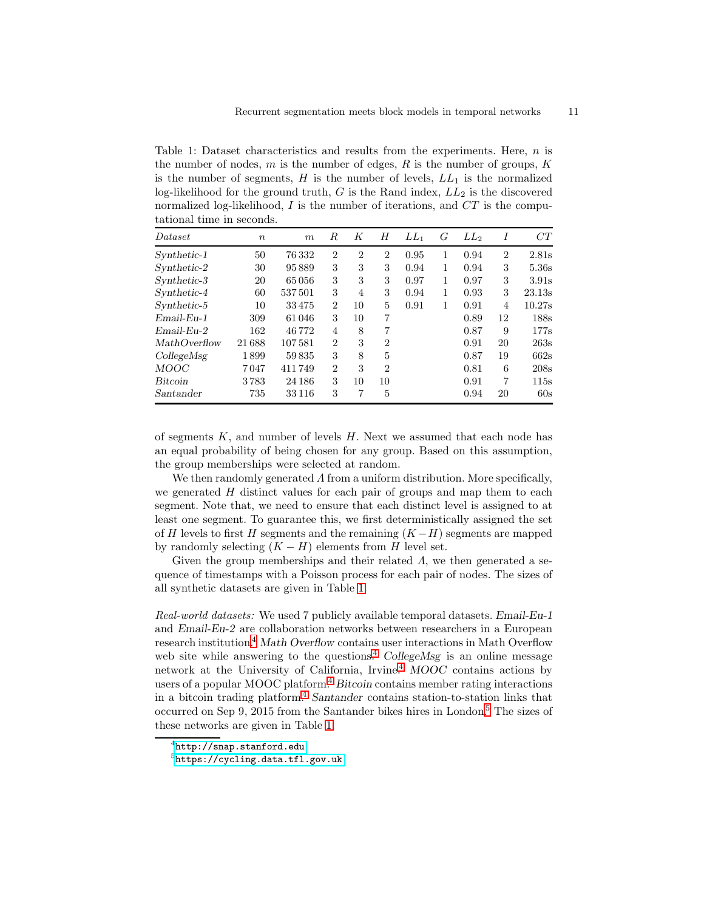Table 1: Dataset characteristics and results from the experiments. Here, $n$ is the number of nodes, $m$ is the number of edges, $R$ is the number of groups, $K$ is the number of segments, $H$ is the number of levels, $LL_1$ is the normalized log-likelihood for the ground truth, $G$ is the Rand index, $LL_2$ is the discovered normalized log-likelihood, $I$ is the number of iterations, and $CT$ is the computational time in seconds.

| *Dataset* | $n$ | $m$ | $R$ | $K$ | $H$ | $LL_1$ | $G$ | $LL_2$ | $I$ | $CT$ |
|---|---|---|---|---|---|---|---|---|---|---|
| *Synthetic-1* | 50 | 76 332 | 2 | 2 | 2 | 0.95 | 1 | 0.94 | 2 | 2.81s |
| *Synthetic-2* | 30 | 95 889 | 3 | 3 | 3 | 0.94 | 1 | 0.94 | 3 | 5.36s |
| *Synthetic-3* | 20 | 65 056 | 3 | 3 | 3 | 0.97 | 1 | 0.97 | 3 | 3.91s |
| *Synthetic-4* | 60 | 537 501 | 3 | 4 | 3 | 0.94 | 1 | 0.93 | 3 | 23.13s |
| *Synthetic-5* | 10 | 33 475 | 2 | 10 | 5 | 0.91 | 1 | 0.91 | 4 | 10.27s |
| *Email-Eu-1* | 309 | 61 046 | 3 | 10 | 7 | | | 0.89 | 12 | 188s |
| *Email-Eu-2* | 162 | 46 772 | 4 | 8 | 7 | | | 0.87 | 9 | 177s |
| *MathOverflow* | 21 688 | 107 581 | 2 | 3 | 2 | | | 0.91 | 20 | 263s |
| *CollegeMsg* | 1 899 | 59 835 | 3 | 8 | 5 | | | 0.87 | 19 | 662s |
| *MOOC* | 7 047 | 411 749 | 2 | 3 | 2 | | | 0.81 | 6 | 208s |
| *Bitcoin* | 3 783 | 24 186 | 3 | 10 | 10 | | | 0.91 | 7 | 115s |
| *Santander* | 735 | 33 116 | 3 | 7 | 5 | | | 0.94 | 20 | 60s |

of segments $K$, and number of levels $H$. Next we assumed that each node has an equal probability of being chosen for any group. Based on this assumption, the group memberships were selected at random.

We then randomly generated $\Lambda$ from a uniform distribution. More specifically, we generated $H$ distinct values for each pair of groups and map them to each segment. Note that, we need to ensure that each distinct level is assigned to at least one segment. To guarantee this, we first deterministically assigned the set of $H$ levels to first $H$ segments and the remaining $(K-H)$ segments are mapped by randomly selecting $(K-H)$ elements from $H$ level set.

Given the group memberships and their related $\Lambda$, we then generated a sequence of timestamps with a Poisson process for each pair of nodes. The sizes of all synthetic datasets are given in Table 1.

*Real-world datasets:* We used 7 publicly available temporal datasets. *Email-Eu-1* and *Email-Eu-2* are collaboration networks between researchers in a European research institution.[4] *Math Overflow* contains user interactions in Math Overflow web site while answering to the questions.[4] *CollegeMsg* is an online message network at the University of California, Irvine.[4] *MOOC* contains actions by users of a popular MOOC platform.[4] *Bitcoin* contains member rating interactions in a bitcoin trading platform.[4] *Santander* contains station-to-station links that occurred on Sep 9, 2015 from the Santander bikes hires in London.[5] The sizes of these networks are given in Table 1.

[4] http://snap.stanford.edu

[5] https://cycling.data.tfl.gov.uk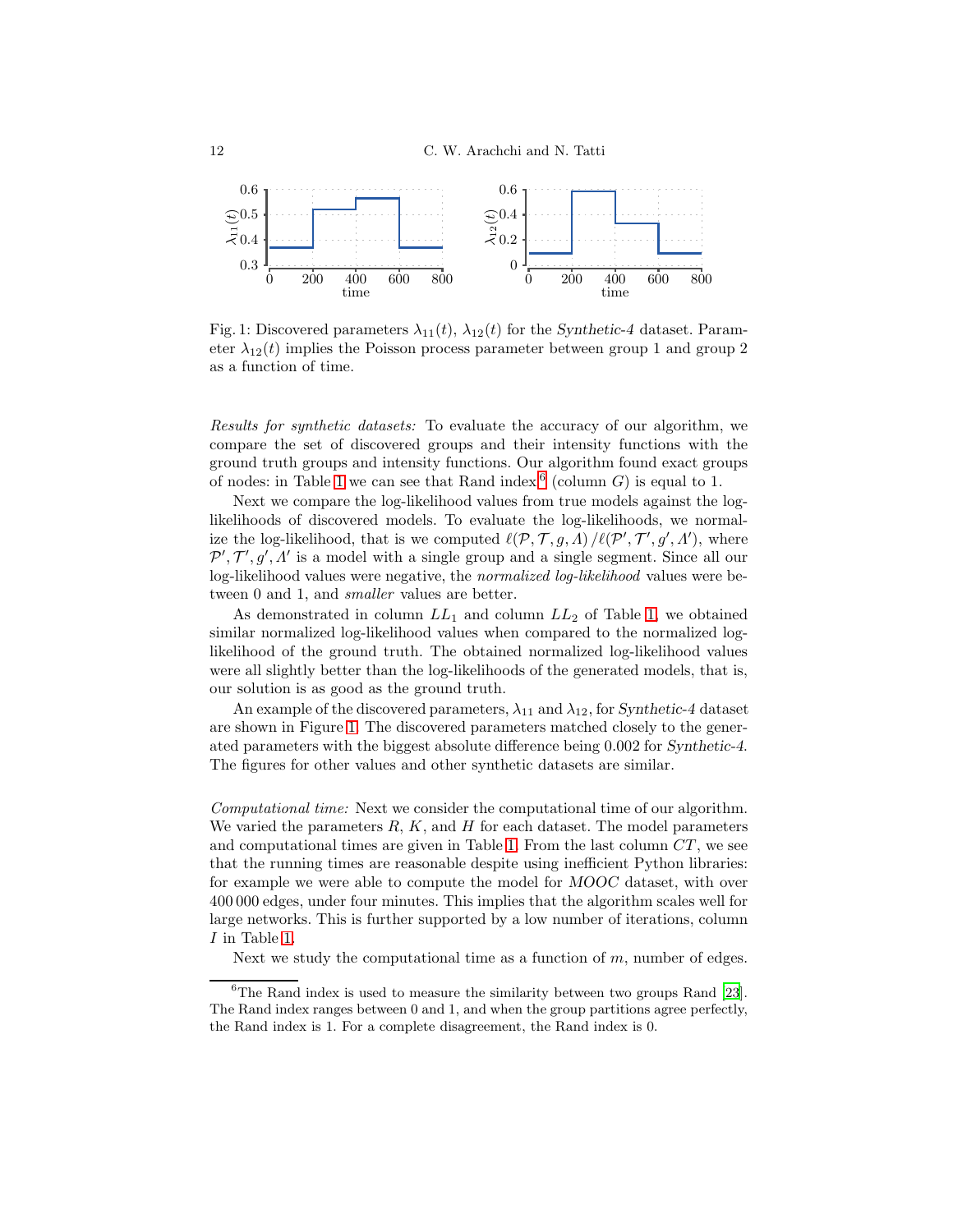Fig. 1: Discovered parameters $\lambda_{11}(t)$, $\lambda_{12}(t)$ for the *Synthetic-4* dataset. Parameter $\lambda_{12}(t)$ implies the Poisson process parameter between group 1 and group 2 as a function of time.

*Results for synthetic datasets:* To evaluate the accuracy of our algorithm, we compare the set of discovered groups and their intensity functions with the ground truth groups and intensity functions. Our algorithm found exact groups of nodes: in Table 1 we can see that Rand index[6] (column $G$) is equal to 1.

Next we compare the log-likelihood values from true models against the log-likelihoods of discovered models. To evaluate the log-likelihoods, we normalize the log-likelihood, that is we computed $\ell(\mathcal{P}, \mathcal{T}, g, \Lambda) / \ell(\mathcal{P}', \mathcal{T}', g', \Lambda')$, where $\mathcal{P}', \mathcal{T}', g', \Lambda'$ is a model with a single group and a single segment. Since all our log-likelihood values were negative, the *normalized log-likelihood* values were between 0 and 1, and *smaller* values are better.

As demonstrated in column $LL_1$ and column $LL_2$ of Table 1, we obtained similar normalized log-likelihood values when compared to the normalized log-likelihood of the ground truth. The obtained normalized log-likelihood values were all slightly better than the log-likelihoods of the generated models, that is, our solution is as good as the ground truth.

An example of the discovered parameters, $\lambda_{11}$ and $\lambda_{12}$, for *Synthetic-4* dataset are shown in Figure 1. The discovered parameters matched closely to the generated parameters with the biggest absolute difference being 0.002 for *Synthetic-4*. The figures for other values and other synthetic datasets are similar.

*Computational time:* Next we consider the computational time of our algorithm. We varied the parameters $R$, $K$, and $H$ for each dataset. The model parameters and computational times are given in Table 1. From the last column $CT$, we see that the running times are reasonable despite using inefficient Python libraries: for example we were able to compute the model for *MOOC* dataset, with over 400 000 edges, under four minutes. This implies that the algorithm scales well for large networks. This is further supported by a low number of iterations, column $I$ in Table 1.

Next we study the computational time as a function of $m$, number of edges.

[6] The Rand index is used to measure the similarity between two groups Rand [23]. The Rand index ranges between 0 and 1, and when the group partitions agree perfectly, the Rand index is 1. For a complete disagreement, the Rand index is 0.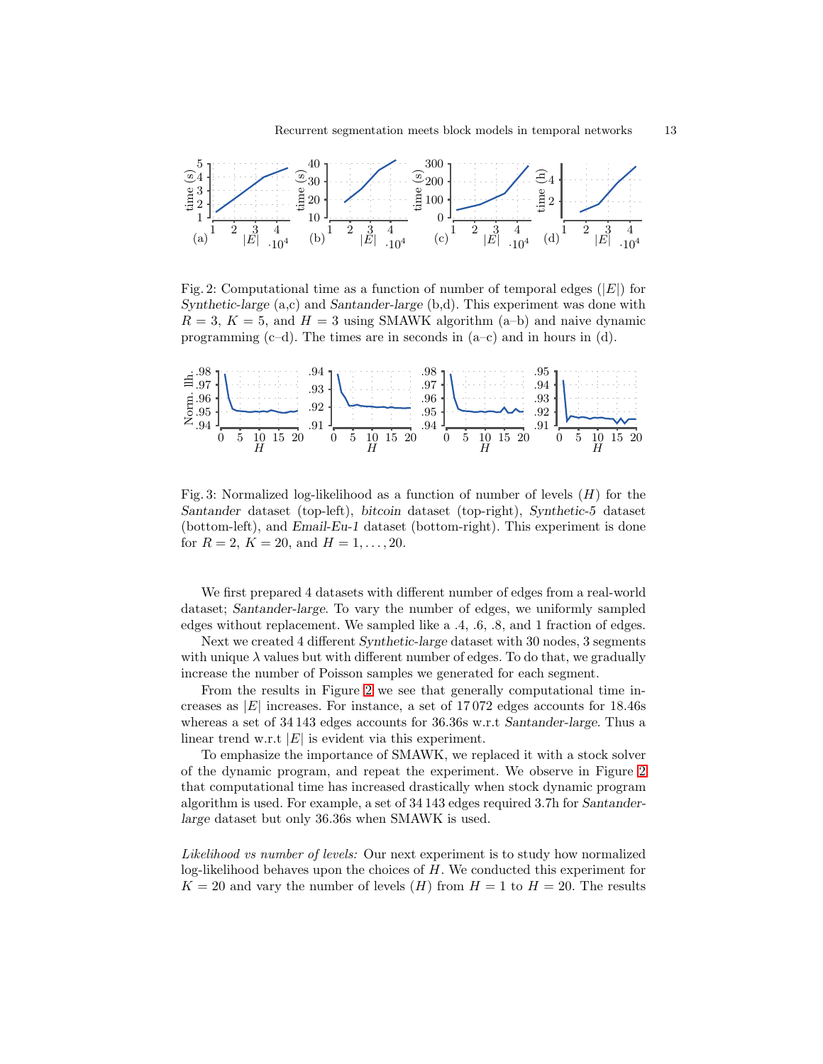Fig. 2: Computational time as a function of number of temporal edges ($|E|$) for *Synthetic-large* (a,c) and *Santander-large* (b,d). This experiment was done with $R = 3$, $K = 5$, and $H = 3$ using SMAWK algorithm (a–b) and naive dynamic programming (c–d). The times are in seconds in (a–c) and in hours in (d).

Fig. 3: Normalized log-likelihood as a function of number of levels ($H$) for the *Santander* dataset (top-left), *bitcoin* dataset (top-right), *Synthetic-5* dataset (bottom-left), and *Email-Eu-1* dataset (bottom-right). This experiment is done for $R = 2$, $K = 20$, and $H = 1, \ldots, 20$.

We first prepared 4 datasets with different number of edges from a real-world dataset; *Santander-large*. To vary the number of edges, we uniformly sampled edges without replacement. We sampled like a .4, .6, .8, and 1 fraction of edges.

Next we created 4 different *Synthetic-large* dataset with 30 nodes, 3 segments with unique $\lambda$ values but with different number of edges. To do that, we gradually increase the number of Poisson samples we generated for each segment.

From the results in Figure 2 we see that generally computational time increases as $|E|$ increases. For instance, a set of 17 072 edges accounts for 18.46s whereas a set of 34 143 edges accounts for 36.36s w.r.t *Santander-large*. Thus a linear trend w.r.t $|E|$ is evident via this experiment.

To emphasize the importance of SMAWK, we replaced it with a stock solver of the dynamic program, and repeat the experiment. We observe in Figure 2 that computational time has increased drastically when stock dynamic program algorithm is used. For example, a set of 34 143 edges required 3.7h for *Santander-large* dataset but only 36.36s when SMAWK is used.

*Likelihood vs number of levels:* Our next experiment is to study how normalized log-likelihood behaves upon the choices of $H$. We conducted this experiment for $K = 20$ and vary the number of levels ($H$) from $H = 1$ to $H = 20$. The results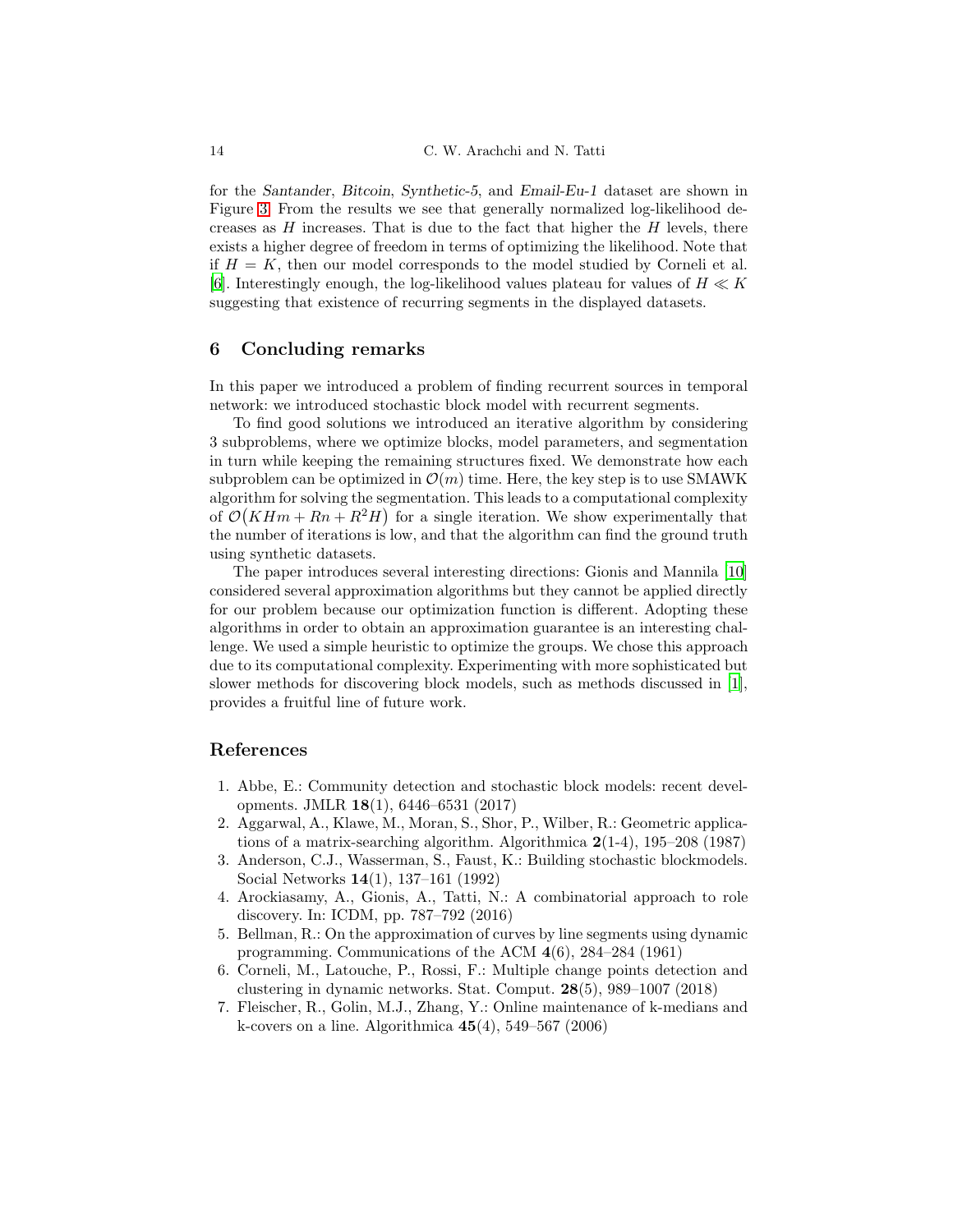for the *Santander*, *Bitcoin*, *Synthetic-5*, and *Email-Eu-1* dataset are shown in Figure 3. From the results we see that generally normalized log-likelihood decreases as $H$ increases. That is due to the fact that higher the $H$ levels, there exists a higher degree of freedom in terms of optimizing the likelihood. Note that if $H = K$, then our model corresponds to the model studied by Corneli et al. [6]. Interestingly enough, the log-likelihood values plateau for values of $H \ll K$ suggesting that existence of recurring segments in the displayed datasets.

## 6 Concluding remarks

In this paper we introduced a problem of finding recurrent sources in temporal network: we introduced stochastic block model with recurrent segments.

To find good solutions we introduced an iterative algorithm by considering 3 subproblems, where we optimize blocks, model parameters, and segmentation in turn while keeping the remaining structures fixed. We demonstrate how each subproblem can be optimized in $\mathcal{O}(m)$ time. Here, the key step is to use SMAWK algorithm for solving the segmentation. This leads to a computational complexity of $\mathcal{O}(KHm + Rn + R^2H)$ for a single iteration. We show experimentally that the number of iterations is low, and that the algorithm can find the ground truth using synthetic datasets.

The paper introduces several interesting directions: Gionis and Mannila [10] considered several approximation algorithms but they cannot be applied directly for our problem because our optimization function is different. Adopting these algorithms in order to obtain an approximation guarantee is an interesting challenge. We used a simple heuristic to optimize the groups. We chose this approach due to its computational complexity. Experimenting with more sophisticated but slower methods for discovering block models, such as methods discussed in [1], provides a fruitful line of future work.

## References

1. Abbe, E.: Community detection and stochastic block models: recent developments. JMLR **18**(1), 6446–6531 (2017)
2. Aggarwal, A., Klawe, M., Moran, S., Shor, P., Wilber, R.: Geometric applications of a matrix-searching algorithm. Algorithmica **2**(1-4), 195–208 (1987)
3. Anderson, C.J., Wasserman, S., Faust, K.: Building stochastic blockmodels. Social Networks **14**(1), 137–161 (1992)
4. Arockiasamy, A., Gionis, A., Tatti, N.: A combinatorial approach to role discovery. In: ICDM, pp. 787–792 (2016)
5. Bellman, R.: On the approximation of curves by line segments using dynamic programming. Communications of the ACM **4**(6), 284–284 (1961)
6. Corneli, M., Latouche, P., Rossi, F.: Multiple change points detection and clustering in dynamic networks. Stat. Comput. **28**(5), 989–1007 (2018)
7. Fleischer, R., Golin, M.J., Zhang, Y.: Online maintenance of k-medians and k-covers on a line. Algorithmica **45**(4), 549–567 (2006)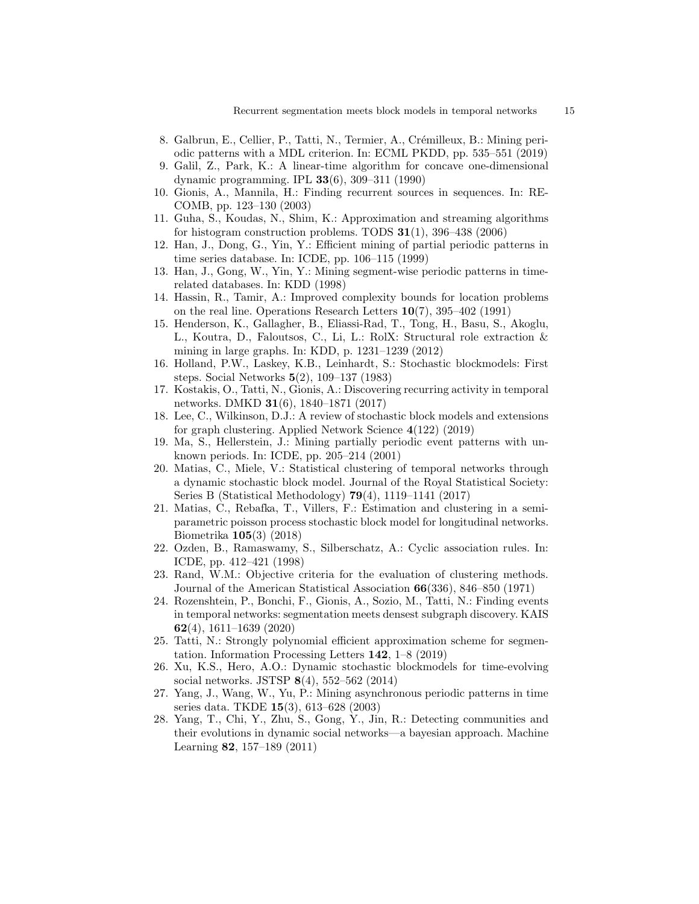8. Galbrun, E., Cellier, P., Tatti, N., Termier, A., Crémilleux, B.: Mining periodic patterns with a MDL criterion. In: ECML PKDD, pp. 535–551 (2019)
9. Galil, Z., Park, K.: A linear-time algorithm for concave one-dimensional dynamic programming. IPL **33**(6), 309–311 (1990)
10. Gionis, A., Mannila, H.: Finding recurrent sources in sequences. In: RECOMB, pp. 123–130 (2003)
11. Guha, S., Koudas, N., Shim, K.: Approximation and streaming algorithms for histogram construction problems. TODS **31**(1), 396–438 (2006)
12. Han, J., Dong, G., Yin, Y.: Efficient mining of partial periodic patterns in time series database. In: ICDE, pp. 106–115 (1999)
13. Han, J., Gong, W., Yin, Y.: Mining segment-wise periodic patterns in time-related databases. In: KDD (1998)
14. Hassin, R., Tamir, A.: Improved complexity bounds for location problems on the real line. Operations Research Letters **10**(7), 395–402 (1991)
15. Henderson, K., Gallagher, B., Eliassi-Rad, T., Tong, H., Basu, S., Akoglu, L., Koutra, D., Faloutsos, C., Li, L.: RolX: Structural role extraction & mining in large graphs. In: KDD, p. 1231–1239 (2012)
16. Holland, P.W., Laskey, K.B., Leinhardt, S.: Stochastic blockmodels: First steps. Social Networks **5**(2), 109–137 (1983)
17. Kostakis, O., Tatti, N., Gionis, A.: Discovering recurring activity in temporal networks. DMKD **31**(6), 1840–1871 (2017)
18. Lee, C., Wilkinson, D.J.: A review of stochastic block models and extensions for graph clustering. Applied Network Science **4**(122) (2019)
19. Ma, S., Hellerstein, J.: Mining partially periodic event patterns with unknown periods. In: ICDE, pp. 205–214 (2001)
20. Matias, C., Miele, V.: Statistical clustering of temporal networks through a dynamic stochastic block model. Journal of the Royal Statistical Society: Series B (Statistical Methodology) **79**(4), 1119–1141 (2017)
21. Matias, C., Rebafka, T., Villers, F.: Estimation and clustering in a semiparametric poisson process stochastic block model for longitudinal networks. Biometrika **105**(3) (2018)
22. Ozden, B., Ramaswamy, S., Silberschatz, A.: Cyclic association rules. In: ICDE, pp. 412–421 (1998)
23. Rand, W.M.: Objective criteria for the evaluation of clustering methods. Journal of the American Statistical Association **66**(336), 846–850 (1971)
24. Rozenshtein, P., Bonchi, F., Gionis, A., Sozio, M., Tatti, N.: Finding events in temporal networks: segmentation meets densest subgraph discovery. KAIS **62**(4), 1611–1639 (2020)
25. Tatti, N.: Strongly polynomial efficient approximation scheme for segmentation. Information Processing Letters **142**, 1–8 (2019)
26. Xu, K.S., Hero, A.O.: Dynamic stochastic blockmodels for time-evolving social networks. JSTSP **8**(4), 552–562 (2014)
27. Yang, J., Wang, W., Yu, P.: Mining asynchronous periodic patterns in time series data. TKDE **15**(3), 613–628 (2003)
28. Yang, T., Chi, Y., Zhu, S., Gong, Y., Jin, R.: Detecting communities and their evolutions in dynamic social networks—a bayesian approach. Machine Learning **82**, 157–189 (2011)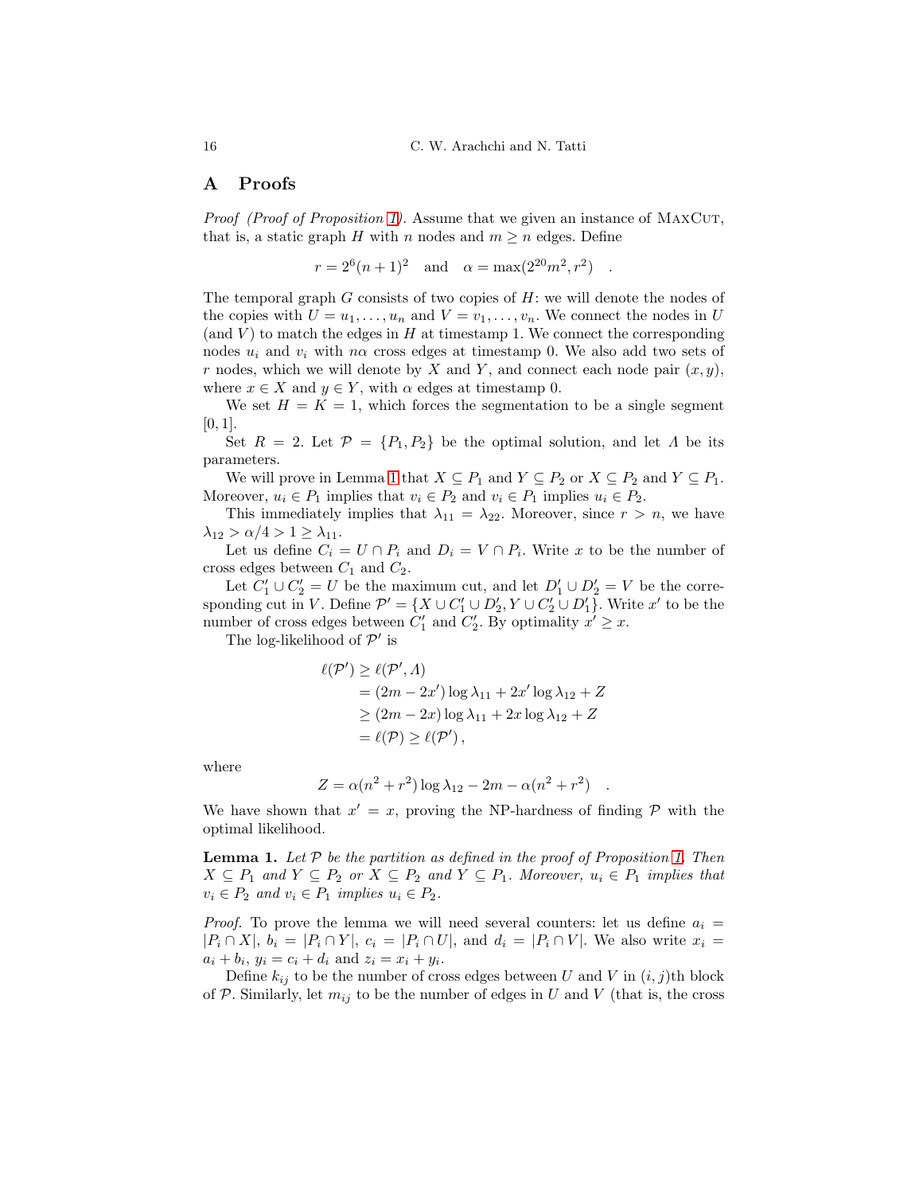## A Proofs

*Proof (Proof of Proposition 1).* Assume that we given an instance of MaxCut, that is, a static graph $H$ with $n$ nodes and $m \geq n$ edges. Define

$$r = 2^6(n+1)^2 \quad \text{and} \quad \alpha = \max(2^{20}m^2, r^2) \quad .$$

The temporal graph $G$ consists of two copies of $H$: we will denote the nodes of the copies with $U = u_1, \ldots, u_n$ and $V = v_1, \ldots, v_n$. We connect the nodes in $U$ (and $V$) to match the edges in $H$ at timestamp 1. We connect the corresponding nodes $u_i$ and $v_i$ with $n\alpha$ cross edges at timestamp 0. We also add two sets of $r$ nodes, which we will denote by $X$ and $Y$, and connect each node pair $(x, y)$, where $x \in X$ and $y \in Y$, with $\alpha$ edges at timestamp 0.

We set $H = K = 1$, which forces the segmentation to be a single segment $[0, 1]$.

Set $R = 2$. Let $\mathcal{P} = \{P_1, P_2\}$ be the optimal solution, and let $\Lambda$ be its parameters.

We will prove in Lemma 1 that $X \subseteq P_1$ and $Y \subseteq P_2$ or $X \subseteq P_2$ and $Y \subseteq P_1$. Moreover, $u_i \in P_1$ implies that $v_i \in P_2$ and $v_i \in P_1$ implies $u_i \in P_2$.

This immediately implies that $\lambda_{11} = \lambda_{22}$. Moreover, since $r > n$, we have $\lambda_{12} > \alpha/4 > 1 \geq \lambda_{11}$.

Let us define $C_i = U \cap P_i$ and $D_i = V \cap P_i$. Write $x$ to be the number of cross edges between $C_1$ and $C_2$.

Let $C_1' \cup C_2' = U$ be the maximum cut, and let $D_1' \cup D_2' = V$ be the corresponding cut in $V$. Define $\mathcal{P}' = \{X \cup C_1' \cup D_2', Y \cup C_2' \cup D_1'\}$. Write $x'$ to be the number of cross edges between $C_1'$ and $C_2'$. By optimality $x' \geq x$.

The log-likelihood of $\mathcal{P}'$ is

$$\begin{aligned}
\ell(\mathcal{P}') &\geq \ell(\mathcal{P}', \Lambda) \\
&= (2m - 2x')\log \lambda_{11} + 2x' \log \lambda_{12} + Z \\
&\geq (2m - 2x)\log \lambda_{11} + 2x \log \lambda_{12} + Z \\
&= \ell(\mathcal{P}) \geq \ell(\mathcal{P}'),
\end{aligned}$$

where

$$Z = \alpha(n^2 + r^2)\log \lambda_{12} - 2m - \alpha(n^2 + r^2) \quad .$$

We have shown that $x' = x$, proving the NP-hardness of finding $\mathcal{P}$ with the optimal likelihood.

**Lemma 1.** *Let $\mathcal{P}$ be the partition as defined in the proof of Proposition 1. Then $X \subseteq P_1$ and $Y \subseteq P_2$ or $X \subseteq P_2$ and $Y \subseteq P_1$. Moreover, $u_i \in P_1$ implies that $v_i \in P_2$ and $v_i \in P_1$ implies $u_i \in P_2$.*

*Proof.* To prove the lemma we will need several counters: let us define $a_i = |P_i \cap X|$, $b_i = |P_i \cap Y|$, $c_i = |P_i \cap U|$, and $d_i = |P_i \cap V|$. We also write $x_i = a_i + b_i$, $y_i = c_i + d_i$ and $z_i = x_i + y_i$.

Define $k_{ij}$ to be the number of cross edges between $U$ and $V$ in $(i, j)$th block of $\mathcal{P}$. Similarly, let $m_{ij}$ to be the number of edges in $U$ and $V$ (that is, the cross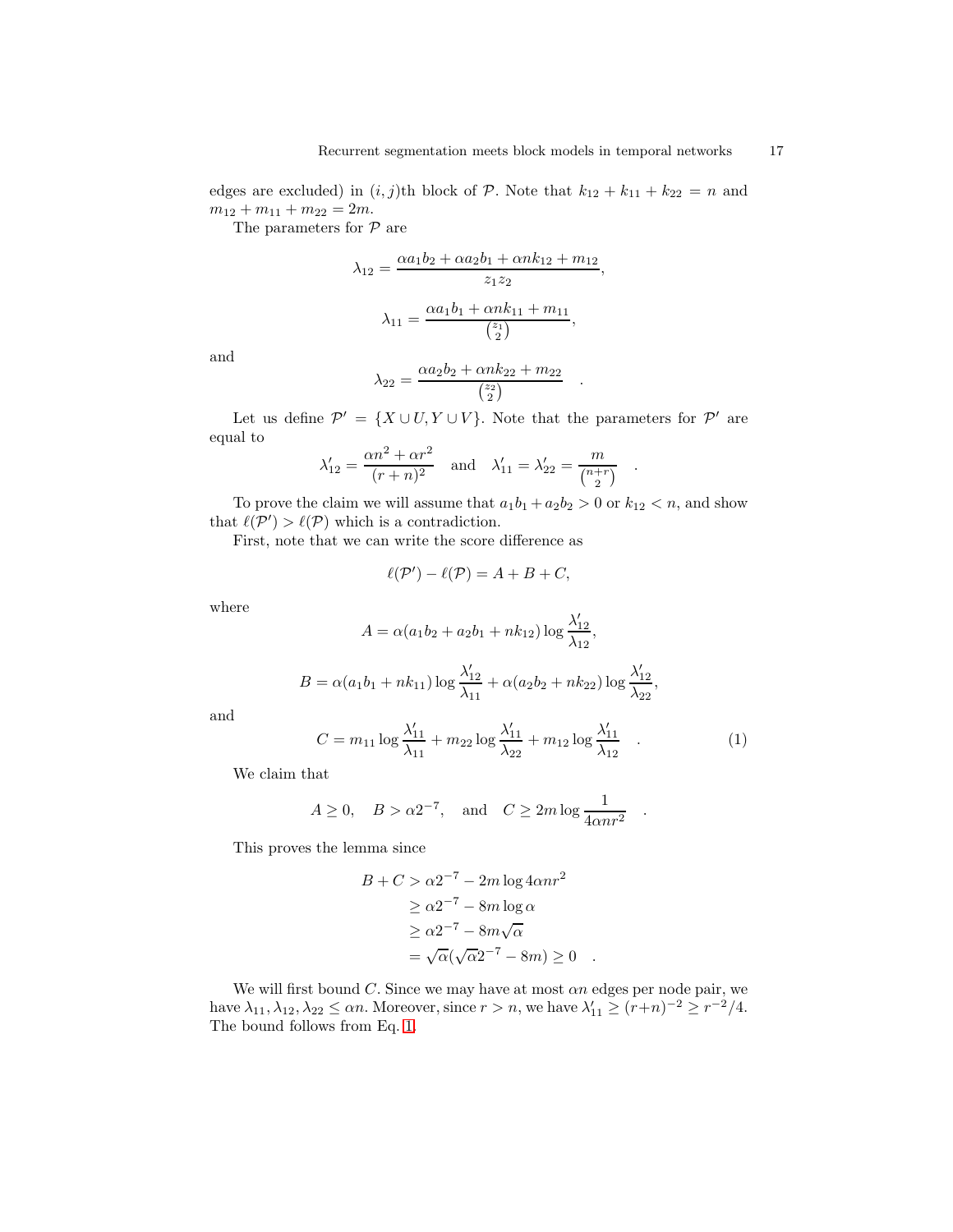edges are excluded) in $(i,j)$th block of $\mathcal{P}$. Note that $k_{12} + k_{11} + k_{22} = n$ and $m_{12} + m_{11} + m_{22} = 2m$.

The parameters for $\mathcal{P}$ are

$$\lambda_{12} = \frac{\alpha a_1 b_2 + \alpha a_2 b_1 + \alpha n k_{12} + m_{12}}{z_1 z_2},$$

$$\lambda_{11} = \frac{\alpha a_1 b_1 + \alpha n k_{11} + m_{11}}{\binom{z_1}{2}},$$

and

$$\lambda_{22} = \frac{\alpha a_2 b_2 + \alpha n k_{22} + m_{22}}{\binom{z_2}{2}} \quad .$$

Let us define $\mathcal{P}' = \{X \cup U, Y \cup V\}$. Note that the parameters for $\mathcal{P}'$ are equal to

$$\lambda'_{12} = \frac{\alpha n^2 + \alpha r^2}{(r+n)^2} \quad \text{and} \quad \lambda'_{11} = \lambda'_{22} = \frac{m}{\binom{n+r}{2}} \quad .$$

To prove the claim we will assume that $a_1 b_1 + a_2 b_2 > 0$ or $k_{12} < n$, and show that $\ell(\mathcal{P}') > \ell(\mathcal{P})$ which is a contradiction.

First, note that we can write the score difference as

$$\ell(\mathcal{P}') - \ell(\mathcal{P}) = A + B + C,$$

where

$$A = \alpha(a_1 b_2 + a_2 b_1 + n k_{12}) \log \frac{\lambda'_{12}}{\lambda_{12}},$$

$$B = \alpha(a_1 b_1 + n k_{11}) \log \frac{\lambda'_{12}}{\lambda_{11}} + \alpha(a_2 b_2 + n k_{22}) \log \frac{\lambda'_{12}}{\lambda_{22}},$$

and

$$C = m_{11} \log \frac{\lambda'_{11}}{\lambda_{11}} + m_{22} \log \frac{\lambda'_{11}}{\lambda_{22}} + m_{12} \log \frac{\lambda'_{11}}{\lambda_{12}} \quad . \tag{1}$$

We claim that

$$A \geq 0, \quad B > \alpha 2^{-7}, \quad \text{and} \quad C \geq 2m \log \frac{1}{4\alpha n r^2} \quad .$$

This proves the lemma since

$$\begin{aligned}
B + C &> \alpha 2^{-7} - 2m \log 4\alpha n r^2 \\
&\geq \alpha 2^{-7} - 8m \log \alpha \\
&\geq \alpha 2^{-7} - 8m\sqrt{\alpha} \\
&= \sqrt{\alpha}(\sqrt{\alpha} 2^{-7} - 8m) \geq 0 \quad .
\end{aligned}$$

We will first bound $C$. Since we may have at most $\alpha n$ edges per node pair, we have $\lambda_{11}, \lambda_{12}, \lambda_{22} \leq \alpha n$. Moreover, since $r > n$, we have $\lambda'_{11} \geq (r+n)^{-2} \geq r^{-2}/4$. The bound follows from Eq. 1.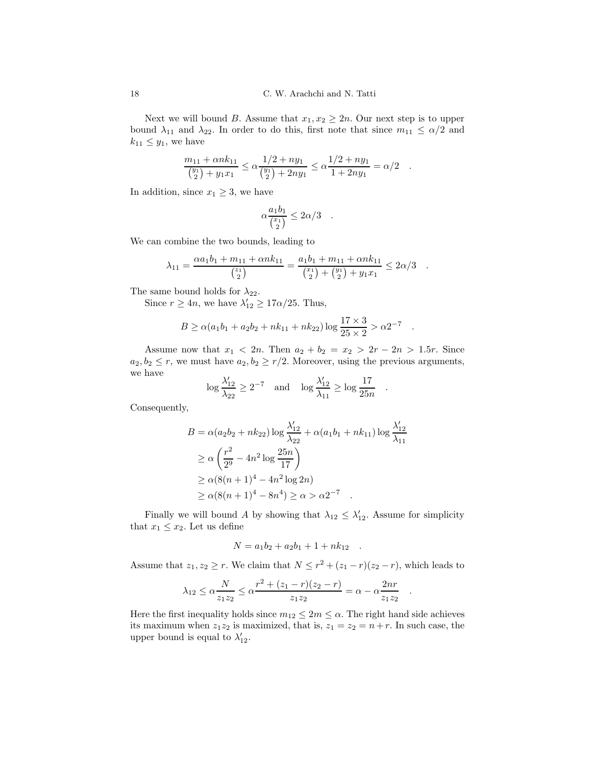Next we will bound $B$. Assume that $x_1, x_2 \geq 2n$. Our next step is to upper bound $\lambda_{11}$ and $\lambda_{22}$. In order to do this, first note that since $m_{11} \leq \alpha/2$ and $k_{11} \leq y_1$, we have

$$\frac{m_{11} + \alpha n k_{11}}{\binom{y_1}{2} + y_1 x_1} \leq \alpha \frac{1/2 + n y_1}{\binom{y_1}{2} + 2n y_1} \leq \alpha \frac{1/2 + n y_1}{1 + 2n y_1} = \alpha/2 \quad .$$

In addition, since $x_1 \geq 3$, we have

$$\alpha \frac{a_1 b_1}{\binom{x_1}{2}} \leq 2\alpha/3 \quad .$$

We can combine the two bounds, leading to

$$\lambda_{11} = \frac{\alpha a_1 b_1 + m_{11} + \alpha n k_{11}}{\binom{z_1}{2}} = \frac{a_1 b_1 + m_{11} + \alpha n k_{11}}{\binom{x_1}{2} + \binom{y_1}{2} + y_1 x_1} \leq 2\alpha/3 \quad .$$

The same bound holds for $\lambda_{22}$.

Since $r \geq 4n$, we have $\lambda'_{12} \geq 17\alpha/25$. Thus,

$$B \geq \alpha(a_1 b_1 + a_2 b_2 + n k_{11} + n k_{22}) \log \frac{17 \times 3}{25 \times 2} > \alpha 2^{-7} \quad .$$

Assume now that $x_1 < 2n$. Then $a_2 + b_2 = x_2 > 2r - 2n > 1.5r$. Since $a_2, b_2 \leq r$, we must have $a_2, b_2 \geq r/2$. Moreover, using the previous arguments, we have

$$\log \frac{\lambda'_{12}}{\lambda_{22}} \geq 2^{-7} \quad \text{and} \quad \log \frac{\lambda'_{12}}{\lambda_{11}} \geq \log \frac{17}{25n} \quad .$$

Consequently,

$$\begin{aligned}
B &= \alpha(a_2 b_2 + n k_{22}) \log \frac{\lambda'_{12}}{\lambda_{22}} + \alpha(a_1 b_1 + n k_{11}) \log \frac{\lambda'_{12}}{\lambda_{11}} \\
&\geq \alpha \left( \frac{r^2}{2^9} - 4n^2 \log \frac{25n}{17} \right) \\
&\geq \alpha(8(n+1)^4 - 4n^2 \log 2n) \\
&\geq \alpha(8(n+1)^4 - 8n^4) \geq \alpha > \alpha 2^{-7} \quad .
\end{aligned}$$

Finally we will bound $A$ by showing that $\lambda_{12} \leq \lambda'_{12}$. Assume for simplicity that $x_1 \leq x_2$. Let us define

$$N = a_1 b_2 + a_2 b_1 + 1 + n k_{12} \quad .$$

Assume that $z_1, z_2 \geq r$. We claim that $N \leq r^2 + (z_1 - r)(z_2 - r)$, which leads to

$$\lambda_{12} \leq \alpha \frac{N}{z_1 z_2} \leq \alpha \frac{r^2 + (z_1 - r)(z_2 - r)}{z_1 z_2} = \alpha - \alpha \frac{2nr}{z_1 z_2} \quad .$$

Here the first inequality holds since $m_{12} \leq 2m \leq \alpha$. The right hand side achieves its maximum when $z_1 z_2$ is maximized, that is, $z_1 = z_2 = n + r$. In such case, the upper bound is equal to $\lambda'_{12}$.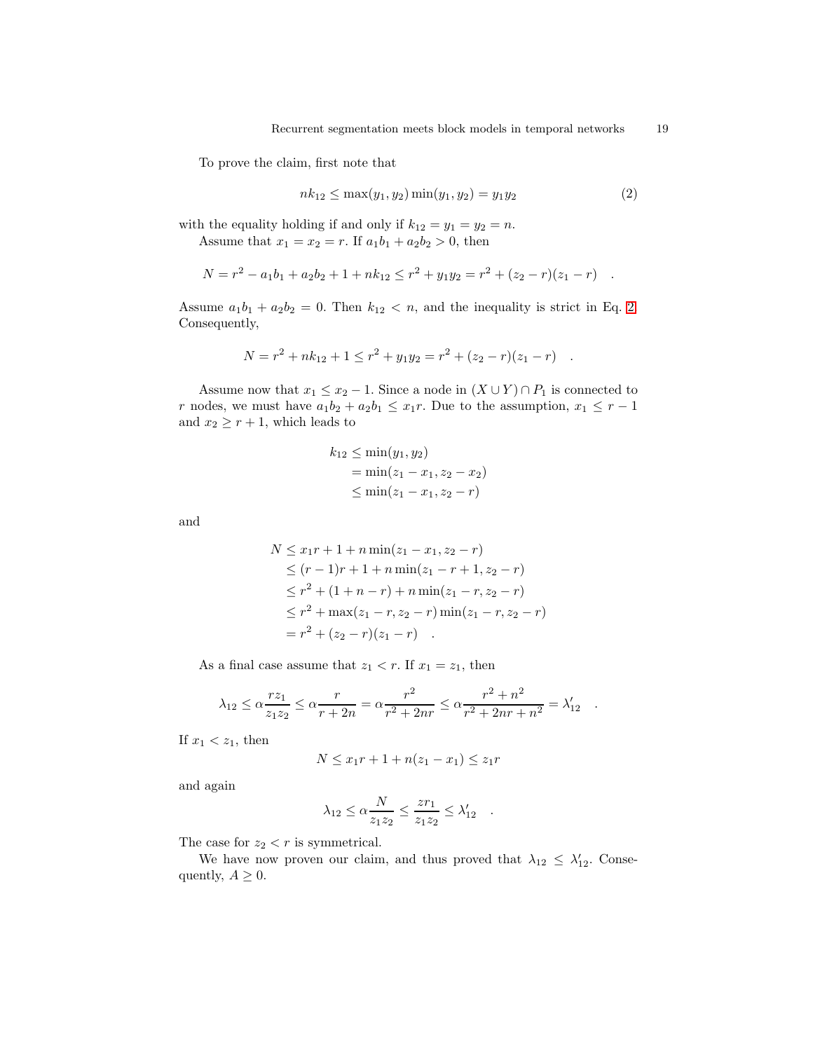To prove the claim, first note that

$$nk_{12} \leq \max(y_1, y_2)\min(y_1, y_2) = y_1 y_2 \tag{2}$$

with the equality holding if and only if $k_{12} = y_1 = y_2 = n$.

Assume that $x_1 = x_2 = r$. If $a_1b_1 + a_2b_2 > 0$, then

$$N = r^2 - a_1b_1 + a_2b_2 + 1 + nk_{12} \leq r^2 + y_1y_2 = r^2 + (z_2 - r)(z_1 - r) \quad .$$

Assume $a_1b_1 + a_2b_2 = 0$. Then $k_{12} < n$, and the inequality is strict in Eq. 2. Consequently,

$$N = r^2 + nk_{12} + 1 \leq r^2 + y_1y_2 = r^2 + (z_2 - r)(z_1 - r) \quad .$$

Assume now that $x_1 \leq x_2 - 1$. Since a node in $(X \cup Y) \cap P_1$ is connected to $r$ nodes, we must have $a_1b_2 + a_2b_1 \leq x_1 r$. Due to the assumption, $x_1 \leq r - 1$ and $x_2 \geq r + 1$, which leads to

$$\begin{aligned}
k_{12} &\leq \min(y_1, y_2) \\
&= \min(z_1 - x_1, z_2 - x_2) \\
&\leq \min(z_1 - x_1, z_2 - r)
\end{aligned}$$

and

$$\begin{aligned}
N &\leq x_1 r + 1 + n\min(z_1 - x_1, z_2 - r) \\
&\leq (r-1)r + 1 + n\min(z_1 - r + 1, z_2 - r) \\
&\leq r^2 + (1 + n - r) + n\min(z_1 - r, z_2 - r) \\
&\leq r^2 + \max(z_1 - r, z_2 - r)\min(z_1 - r, z_2 - r) \\
&= r^2 + (z_2 - r)(z_1 - r) \quad .
\end{aligned}$$

As a final case assume that $z_1 < r$. If $x_1 = z_1$, then

$$\lambda_{12} \leq \alpha\frac{rz_1}{z_1z_2} \leq \alpha\frac{r}{r + 2n} = \alpha\frac{r^2}{r^2 + 2nr} \leq \alpha\frac{r^2 + n^2}{r^2 + 2nr + n^2} = \lambda'_{12} \quad .$$

If $x_1 < z_1$, then

$$N \leq x_1 r + 1 + n(z_1 - x_1) \leq z_1 r$$

and again

$$\lambda_{12} \leq \alpha\frac{N}{z_1z_2} \leq \frac{zr_1}{z_1z_2} \leq \lambda'_{12} \quad .$$

The case for $z_2 < r$ is symmetrical.

We have now proven our claim, and thus proved that $\lambda_{12} \leq \lambda'_{12}$. Consequently, $A \geq 0$.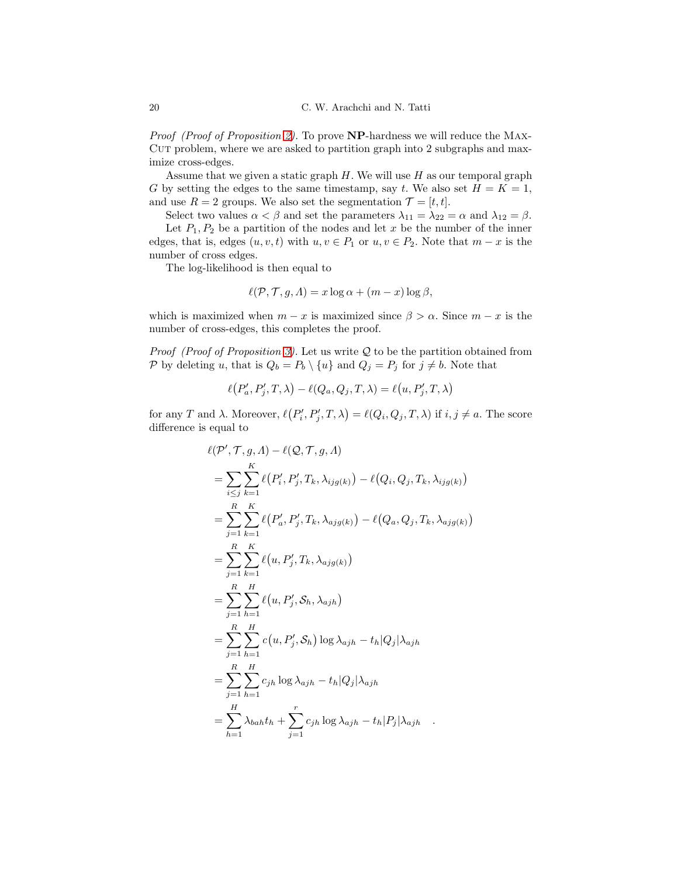*Proof (Proof of Proposition 2).* To prove **NP**-hardness we will reduce the MAX-CUT problem, where we are asked to partition graph into 2 subgraphs and maximize cross-edges.

Assume that we given a static graph $H$. We will use $H$ as our temporal graph $G$ by setting the edges to the same timestamp, say $t$. We also set $H = K = 1$, and use $R = 2$ groups. We also set the segmentation $\mathcal{T} = [t, t]$.

Select two values $\alpha < \beta$ and set the parameters $\lambda_{11} = \lambda_{22} = \alpha$ and $\lambda_{12} = \beta$.

Let $P_1, P_2$ be a partition of the nodes and let $x$ be the number of the inner edges, that is, edges $(u, v, t)$ with $u, v \in P_1$ or $u, v \in P_2$. Note that $m - x$ is the number of cross edges.

The log-likelihood is then equal to

$$\ell(\mathcal{P}, \mathcal{T}, g, \Lambda) = x \log \alpha + (m - x) \log \beta,$$

which is maximized when $m - x$ is maximized since $\beta > \alpha$. Since $m - x$ is the number of cross-edges, this completes the proof.

*Proof (Proof of Proposition 3).* Let us write $\mathcal{Q}$ to be the partition obtained from $\mathcal{P}$ by deleting $u$, that is $Q_b = P_b \setminus \{u\}$ and $Q_j = P_j$ for $j \neq b$. Note that

$$\ell\big(P'_a, P'_j, T, \lambda\big) - \ell(Q_a, Q_j, T, \lambda) = \ell\big(u, P'_j, T, \lambda\big)$$

for any $T$ and $\lambda$. Moreover, $\ell\big(P'_i, P'_j, T, \lambda\big) = \ell(Q_i, Q_j, T, \lambda)$ if $i, j \neq a$. The score difference is equal to

$$
\begin{aligned}
&\ell(\mathcal{P}', \mathcal{T}, g, \Lambda) - \ell(\mathcal{Q}, \mathcal{T}, g, \Lambda) \\
&= \sum_{i \leq j} \sum_{k=1}^{K} \ell\big(P'_i, P'_j, T_k, \lambda_{ijg(k)}\big) - \ell\big(Q_i, Q_j, T_k, \lambda_{ijg(k)}\big) \\
&= \sum_{j=1}^{R} \sum_{k=1}^{K} \ell\big(P'_a, P'_j, T_k, \lambda_{ajg(k)}\big) - \ell\big(Q_a, Q_j, T_k, \lambda_{ajg(k)}\big) \\
&= \sum_{j=1}^{R} \sum_{k=1}^{K} \ell\big(u, P'_j, T_k, \lambda_{ajg(k)}\big) \\
&= \sum_{j=1}^{R} \sum_{h=1}^{H} \ell\big(u, P'_j, \mathcal{S}_h, \lambda_{ajh}\big) \\
&= \sum_{j=1}^{R} \sum_{h=1}^{H} c\big(u, P'_j, \mathcal{S}_h\big) \log \lambda_{ajh} - t_h |Q_j| \lambda_{ajh} \\
&= \sum_{j=1}^{R} \sum_{h=1}^{H} c_{jh} \log \lambda_{ajh} - t_h |Q_j| \lambda_{ajh} \\
&= \sum_{h=1}^{H} \lambda_{bah} t_h + \sum_{j=1}^{r} c_{jh} \log \lambda_{ajh} - t_h |P_j| \lambda_{ajh} \quad .
\end{aligned}
$$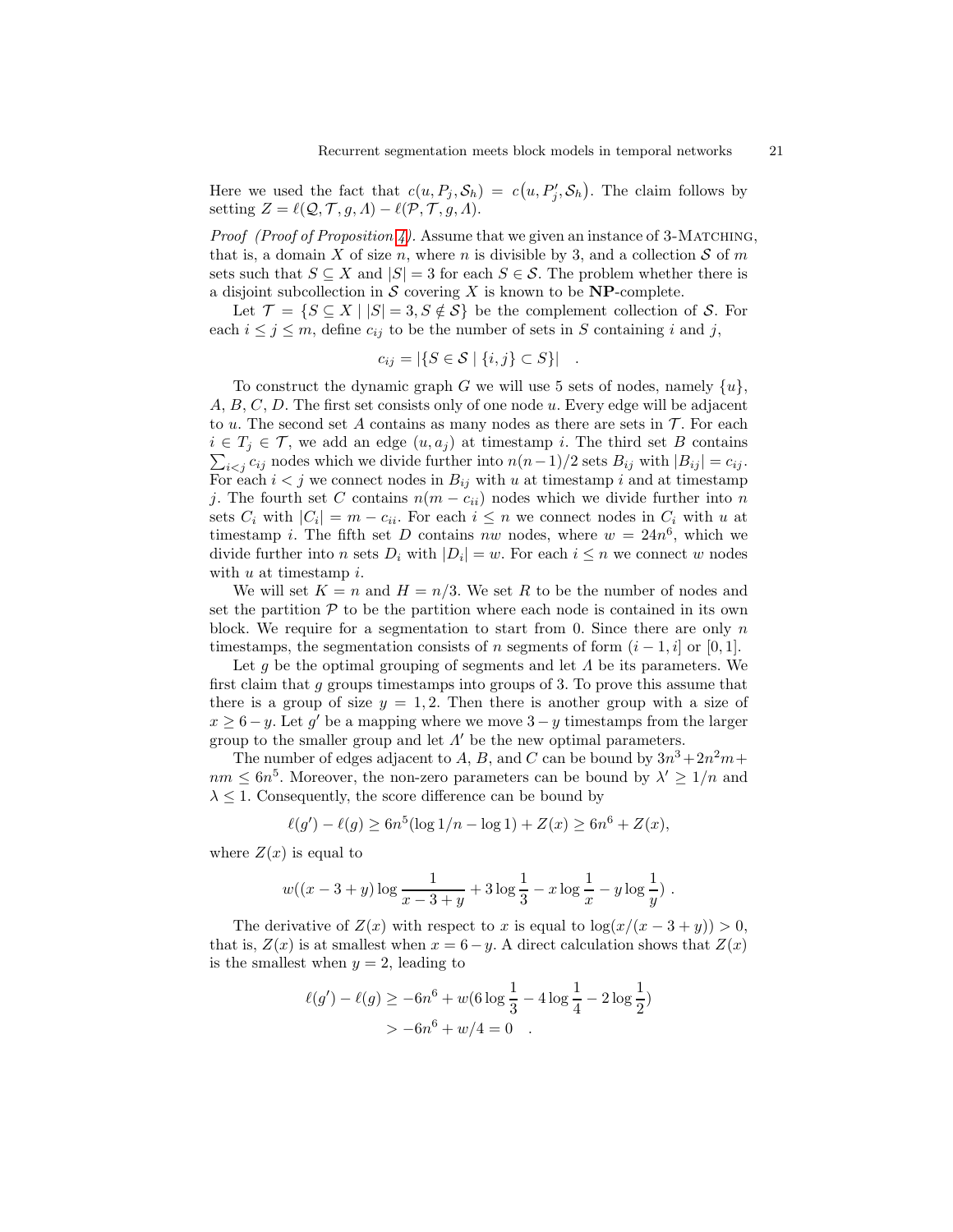Here we used the fact that $c(u, P_j, \mathcal{S}_h) = c\big(u, P'_j, \mathcal{S}_h\big)$. The claim follows by setting $Z = \ell(\mathcal{Q}, \mathcal{T}, g, \Lambda) - \ell(\mathcal{P}, \mathcal{T}, g, \Lambda)$.

*Proof (Proof of Proposition 4).* Assume that we given an instance of 3-Matching, that is, a domain $X$ of size $n$, where $n$ is divisible by 3, and a collection $\mathcal{S}$ of $m$ sets such that $S \subseteq X$ and $|S| = 3$ for each $S \in \mathcal{S}$. The problem whether there is a disjoint subcollection in $\mathcal{S}$ covering $X$ is known to be **NP**-complete.

Let $\mathcal{T} = \{S \subseteq X \mid |S| = 3, S \notin \mathcal{S}\}$ be the complement collection of $\mathcal{S}$. For each $i \leq j \leq m$, define $c_{ij}$ to be the number of sets in $S$ containing $i$ and $j$,

$$c_{ij} = |\{S \in \mathcal{S} \mid \{i, j\} \subset S\}| \quad .$$

To construct the dynamic graph $G$ we will use 5 sets of nodes, namely $\{u\}$, $A$, $B$, $C$, $D$. The first set consists only of one node $u$. Every edge will be adjacent to $u$. The second set $A$ contains as many nodes as there are sets in $\mathcal{T}$. For each $i \in T_j \in \mathcal{T}$, we add an edge $(u, a_j)$ at timestamp $i$. The third set $B$ contains $\sum_{i<j} c_{ij}$ nodes which we divide further into $n(n-1)/2$ sets $B_{ij}$ with $|B_{ij}| = c_{ij}$. For each $i < j$ we connect nodes in $B_{ij}$ with $u$ at timestamp $i$ and at timestamp $j$. The fourth set $C$ contains $n(m - c_{ii})$ nodes which we divide further into $n$ sets $C_i$ with $|C_i| = m - c_{ii}$. For each $i \leq n$ we connect nodes in $C_i$ with $u$ at timestamp $i$. The fifth set $D$ contains $nw$ nodes, where $w = 24n^6$, which we divide further into $n$ sets $D_i$ with $|D_i| = w$. For each $i \leq n$ we connect $w$ nodes with $u$ at timestamp $i$.

We will set $K = n$ and $H = n/3$. We set $R$ to be the number of nodes and set the partition $\mathcal{P}$ to be the partition where each node is contained in its own block. We require for a segmentation to start from 0. Since there are only $n$ timestamps, the segmentation consists of $n$ segments of form $(i-1, i]$ or $[0, 1]$.

Let $g$ be the optimal grouping of segments and let $\Lambda$ be its parameters. We first claim that $g$ groups timestamps into groups of 3. To prove this assume that there is a group of size $y = 1, 2$. Then there is another group with a size of $x \geq 6 - y$. Let $g'$ be a mapping where we move $3 - y$ timestamps from the larger group to the smaller group and let $\Lambda'$ be the new optimal parameters.

The number of edges adjacent to $A$, $B$, and $C$ can be bound by $3n^3 + 2n^2m + nm \leq 6n^5$. Moreover, the non-zero parameters can be bound by $\lambda' \geq 1/n$ and $\lambda \leq 1$. Consequently, the score difference can be bound by

$$\ell(g') - \ell(g) \geq 6n^5(\log 1/n - \log 1) + Z(x) \geq 6n^6 + Z(x),$$

where $Z(x)$ is equal to

$$w((x - 3 + y)\log\frac{1}{x - 3 + y} + 3\log\frac{1}{3} - x\log\frac{1}{x} - y\log\frac{1}{y}) \ .$$

The derivative of $Z(x)$ with respect to $x$ is equal to $\log(x/(x - 3 + y)) > 0$, that is, $Z(x)$ is at smallest when $x = 6 - y$. A direct calculation shows that $Z(x)$ is the smallest when $y = 2$, leading to

$$\begin{aligned}
\ell(g') - \ell(g) &\geq -6n^6 + w(6\log\frac{1}{3} - 4\log\frac{1}{4} - 2\log\frac{1}{2}) \\
&> -6n^6 + w/4 = 0 \quad .
\end{aligned}$$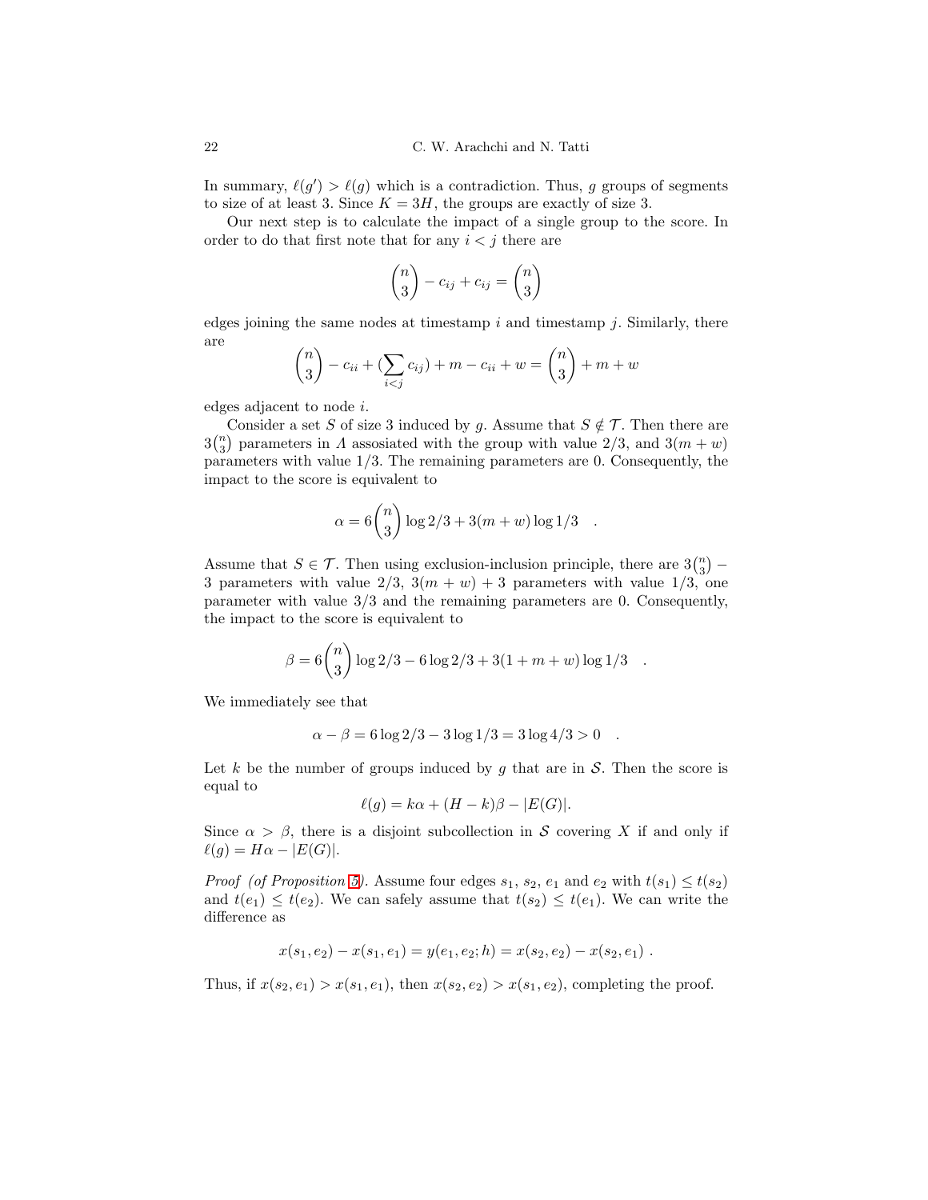In summary, $\ell(g') > \ell(g)$ which is a contradiction. Thus, $g$ groups of segments to size of at least 3. Since $K = 3H$, the groups are exactly of size 3.

Our next step is to calculate the impact of a single group to the score. In order to do that first note that for any $i < j$ there are

$$\binom{n}{3} - c_{ij} + c_{ij} = \binom{n}{3}$$

edges joining the same nodes at timestamp $i$ and timestamp $j$. Similarly, there are

$$\binom{n}{3} - c_{ii} + (\sum_{i<j} c_{ij}) + m - c_{ii} + w = \binom{n}{3} + m + w$$

edges adjacent to node $i$.

Consider a set $S$ of size 3 induced by $g$. Assume that $S \notin \mathcal{T}$. Then there are $3\binom{n}{3}$ parameters in $\Lambda$ assosiated with the group with value $2/3$, and $3(m+w)$ parameters with value $1/3$. The remaining parameters are 0. Consequently, the impact to the score is equivalent to

$$\alpha = 6\binom{n}{3} \log 2/3 + 3(m+w) \log 1/3 \quad .$$

Assume that $S \in \mathcal{T}$. Then using exclusion-inclusion principle, there are $3\binom{n}{3} - 3$ parameters with value $2/3$, $3(m+w)+3$ parameters with value $1/3$, one parameter with value $3/3$ and the remaining parameters are 0. Consequently, the impact to the score is equivalent to

$$\beta = 6\binom{n}{3} \log 2/3 - 6 \log 2/3 + 3(1 + m + w) \log 1/3 \quad .$$

We immediately see that

$$\alpha - \beta = 6 \log 2/3 - 3 \log 1/3 = 3 \log 4/3 > 0 \quad .$$

Let $k$ be the number of groups induced by $g$ that are in $\mathcal{S}$. Then the score is equal to

$$\ell(g) = k\alpha + (H-k)\beta - |E(G)|.$$

Since $\alpha > \beta$, there is a disjoint subcollection in $\mathcal{S}$ covering $X$ if and only if $\ell(g) = H\alpha - |E(G)|$.

*Proof (of Proposition 5).* Assume four edges $s_1$, $s_2$, $e_1$ and $e_2$ with $t(s_1) \leq t(s_2)$ and $t(e_1) \leq t(e_2)$. We can safely assume that $t(s_2) \leq t(e_1)$. We can write the difference as

$$x(s_1, e_2) - x(s_1, e_1) = y(e_1, e_2; h) = x(s_2, e_2) - x(s_2, e_1) \ .$$

Thus, if $x(s_2, e_1) > x(s_1, e_1)$, then $x(s_2, e_2) > x(s_1, e_2)$, completing the proof.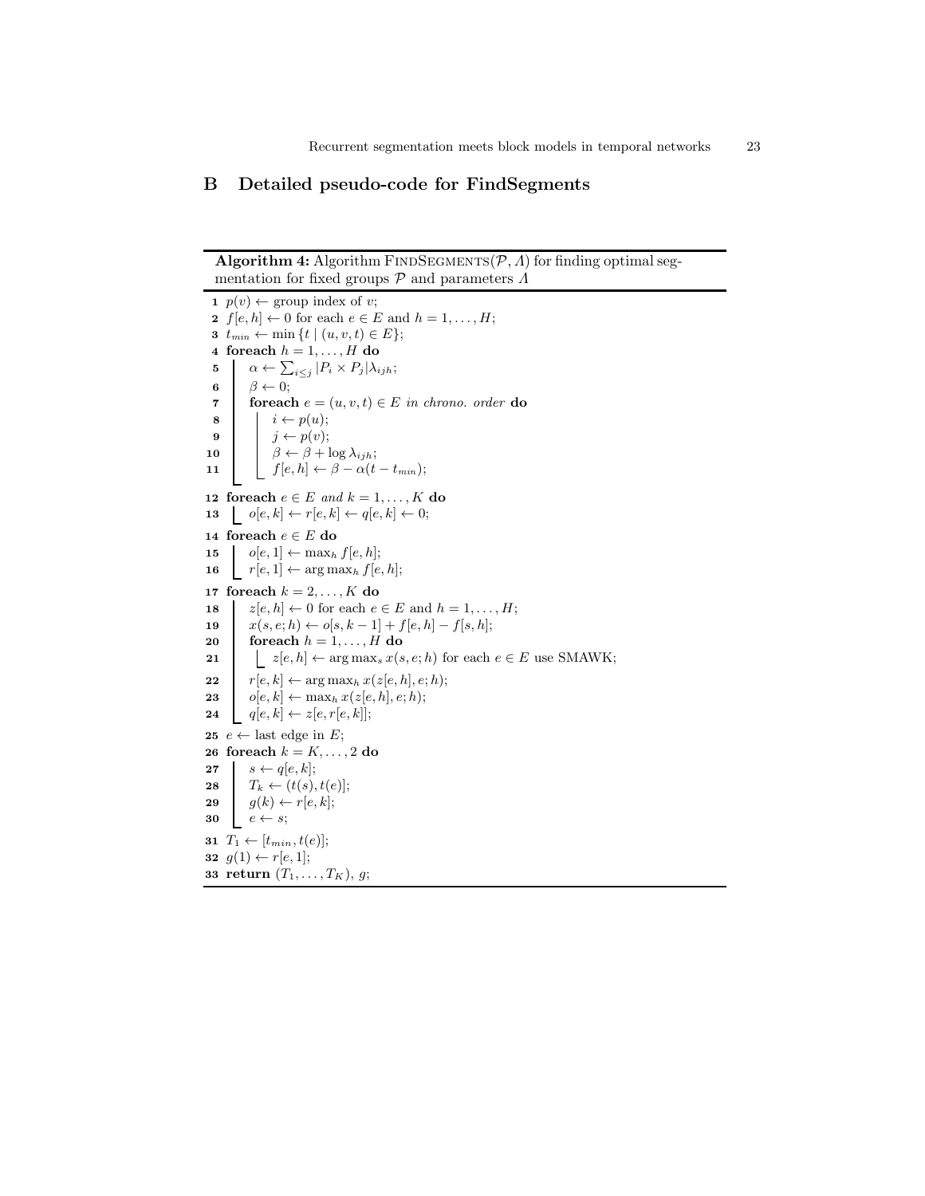## B Detailed pseudo-code for FindSegments

**Algorithm 4:** Algorithm FindSegments($\mathcal{P}, \Lambda$) for finding optimal segmentation for fixed groups $\mathcal{P}$ and parameters $\Lambda$

```
1  p(v) ← group index of v;
2  f[e,h] ← 0 for each e ∈ E and h = 1,...,H;
3  t_min ← min {t | (u,v,t) ∈ E};
4  foreach h = 1,...,H do
5      α ← Σ_{i≤j} |P_i × P_j| λ_{ijh};
6      β ← 0;
7      foreach e = (u,v,t) ∈ E in chrono. order do
8          i ← p(u);
9          j ← p(v);
10         β ← β + log λ_{ijh};
11         f[e,h] ← β − α(t − t_min);
12 foreach e ∈ E and k = 1,...,K do
13     o[e,k] ← r[e,k] ← q[e,k] ← 0;
14 foreach e ∈ E do
15     o[e,1] ← max_h f[e,h];
16     r[e,1] ← arg max_h f[e,h];
17 foreach k = 2,...,K do
18     z[e,h] ← 0 for each e ∈ E and h = 1,...,H;
19     x(s,e;h) ← o[s,k−1] + f[e,h] − f[s,h];
20     foreach h = 1,...,H do
21         z[e,h] ← arg max_s x(s,e;h) for each e ∈ E use SMAWK;
22     r[e,k] ← arg max_h x(z[e,h],e;h);
23     o[e,k] ← max_h x(z[e,h],e;h);
24     q[e,k] ← z[e,r[e,k]];
25 e ← last edge in E;
26 foreach k = K,...,2 do
27     s ← q[e,k];
28     T_k ← (t(s),t(e)];
29     g(k) ← r[e,k];
30     e ← s;
31 T_1 ← [t_min,t(e)];
32 g(1) ← r[e,1];
33 return (T_1,...,T_K), g;
```